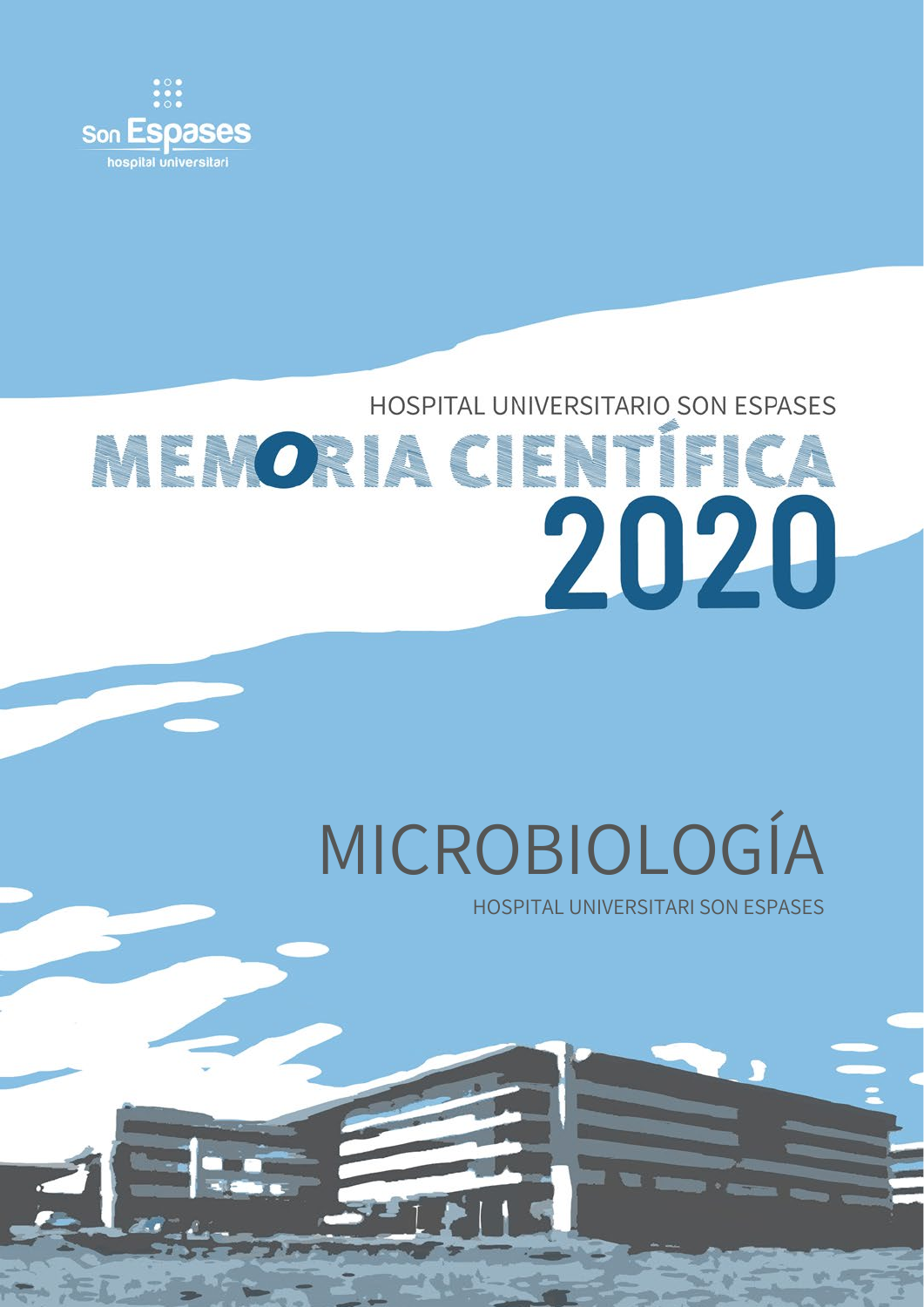Son Espases
hospital universitari

HOSPITAL UNIVERSITARIO SON ESPASES

# MEMORIA CIENTÍFICA 2020

# MICROBIOLOGÍA

HOSPITAL UNIVERSITARI SON ESPASES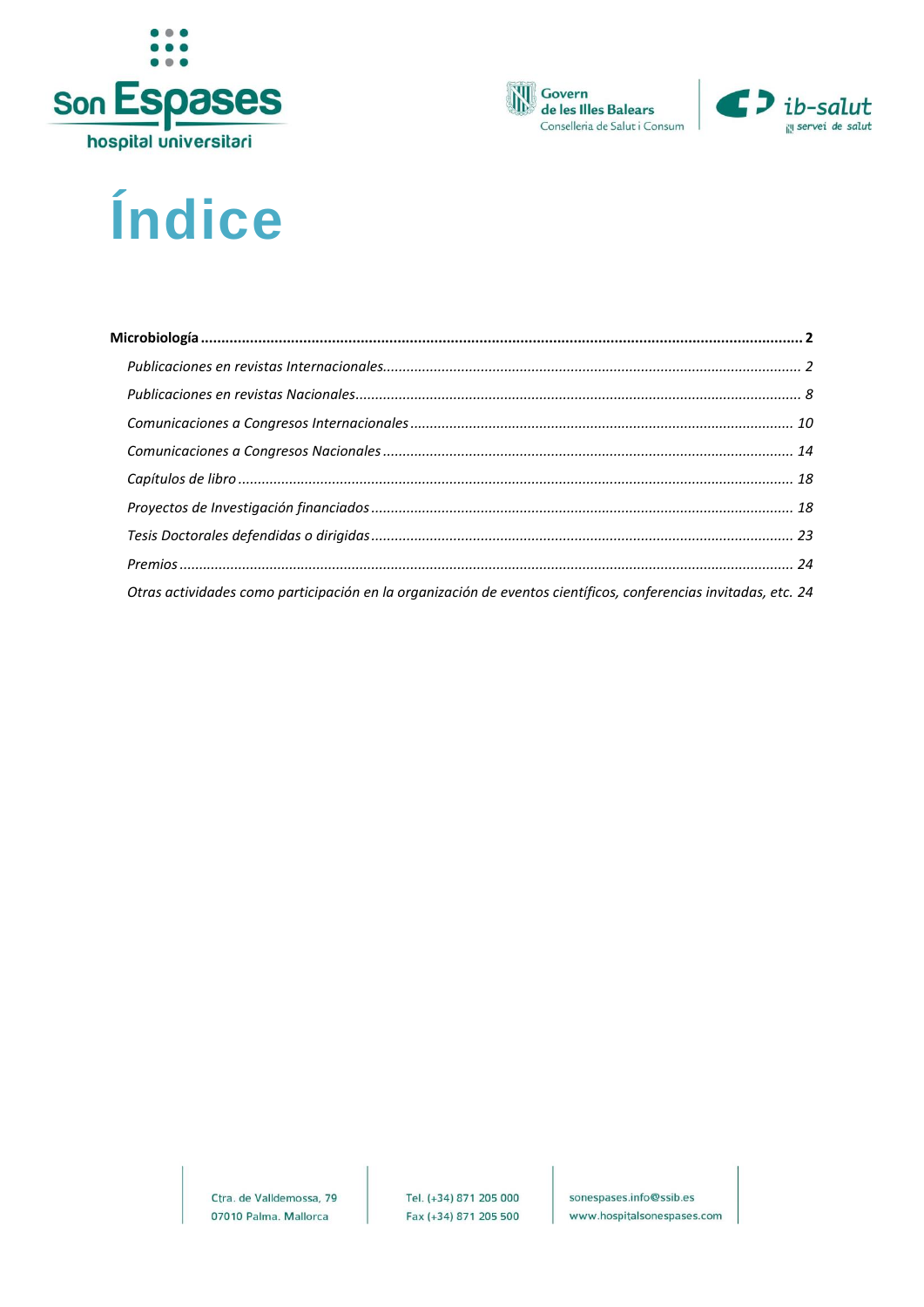# Índice

**Microbiología** .......... **2**

*Publicaciones en revistas Internacionales* .......... *2*

*Publicaciones en revistas Nacionales* .......... *8*

*Comunicaciones a Congresos Internacionales* .......... *10*

*Comunicaciones a Congresos Nacionales* .......... *14*

*Capítulos de libro* .......... *18*

*Proyectos de Investigación financiados* .......... *18*

*Tesis Doctorales defendidas o dirigidas* .......... *23*

*Premios* .......... *24*

*Otras actividades como participación en la organización de eventos científicos, conferencias invitadas, etc.* *24*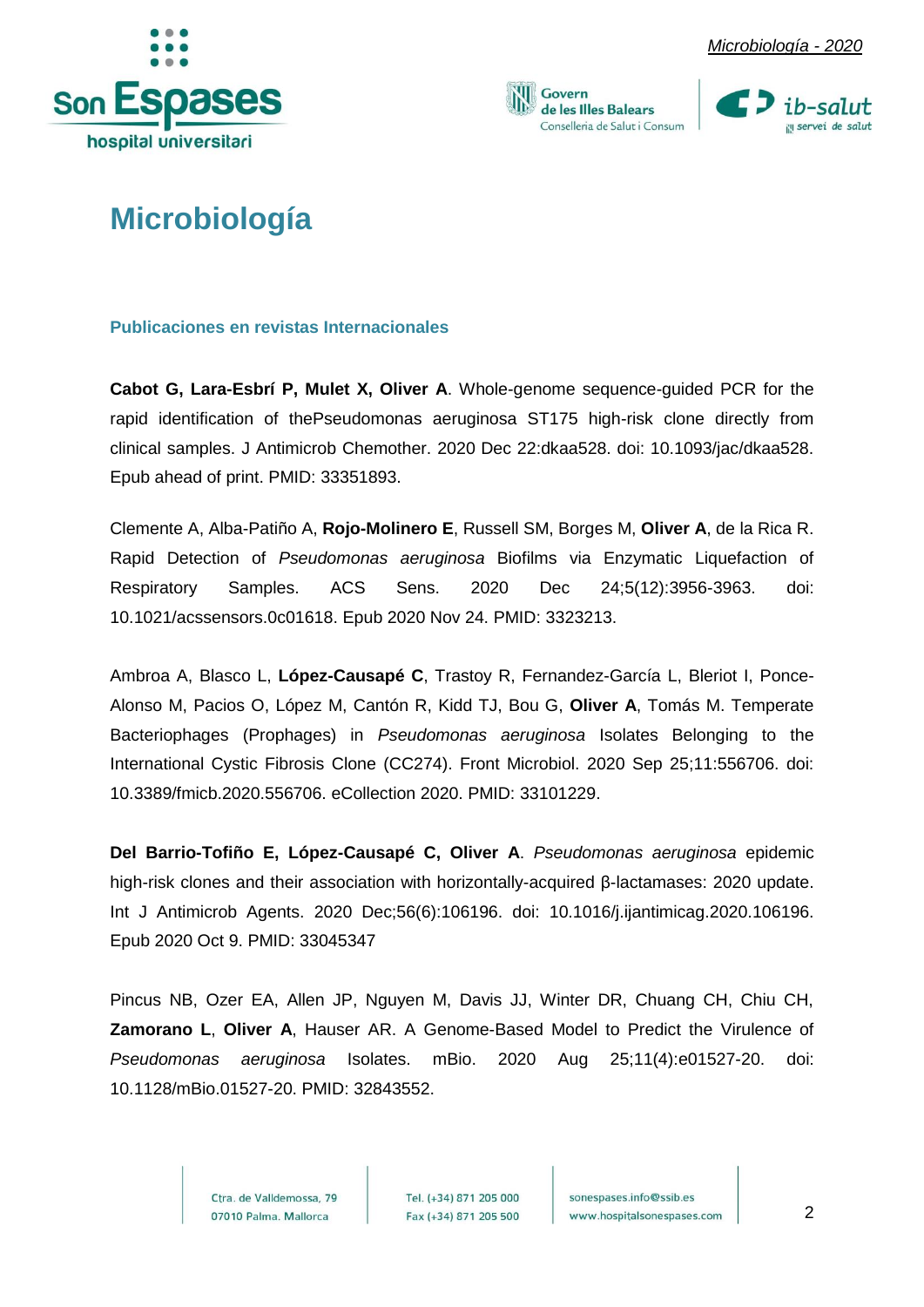# Microbiología

### Publicaciones en revistas Internacionales

**Cabot G, Lara-Esbrí P, Mulet X, Oliver A**. Whole-genome sequence-guided PCR for the rapid identification of thePseudomonas aeruginosa ST175 high-risk clone directly from clinical samples. J Antimicrob Chemother. 2020 Dec 22:dkaa528. doi: 10.1093/jac/dkaa528. Epub ahead of print. PMID: 33351893.

Clemente A, Alba-Patiño A, **Rojo-Molinero E**, Russell SM, Borges M, **Oliver A**, de la Rica R. Rapid Detection of *Pseudomonas aeruginosa* Biofilms via Enzymatic Liquefaction of Respiratory Samples. ACS Sens. 2020 Dec 24;5(12):3956-3963. doi: 10.1021/acssensors.0c01618. Epub 2020 Nov 24. PMID: 3323213.

Ambroa A, Blasco L, **López-Causapé C**, Trastoy R, Fernandez-García L, Bleriot I, Ponce-Alonso M, Pacios O, López M, Cantón R, Kidd TJ, Bou G, **Oliver A**, Tomás M. Temperate Bacteriophages (Prophages) in *Pseudomonas aeruginosa* Isolates Belonging to the International Cystic Fibrosis Clone (CC274). Front Microbiol. 2020 Sep 25;11:556706. doi: 10.3389/fmicb.2020.556706. eCollection 2020. PMID: 33101229.

**Del Barrio-Tofiño E, López-Causapé C, Oliver A**. *Pseudomonas aeruginosa* epidemic high-risk clones and their association with horizontally-acquired β-lactamases: 2020 update. Int J Antimicrob Agents. 2020 Dec;56(6):106196. doi: 10.1016/j.ijantimicag.2020.106196. Epub 2020 Oct 9. PMID: 33045347

Pincus NB, Ozer EA, Allen JP, Nguyen M, Davis JJ, Winter DR, Chuang CH, Chiu CH, **Zamorano L**, **Oliver A**, Hauser AR. A Genome-Based Model to Predict the Virulence of *Pseudomonas aeruginosa* Isolates. mBio. 2020 Aug 25;11(4):e01527-20. doi: 10.1128/mBio.01527-20. PMID: 32843552.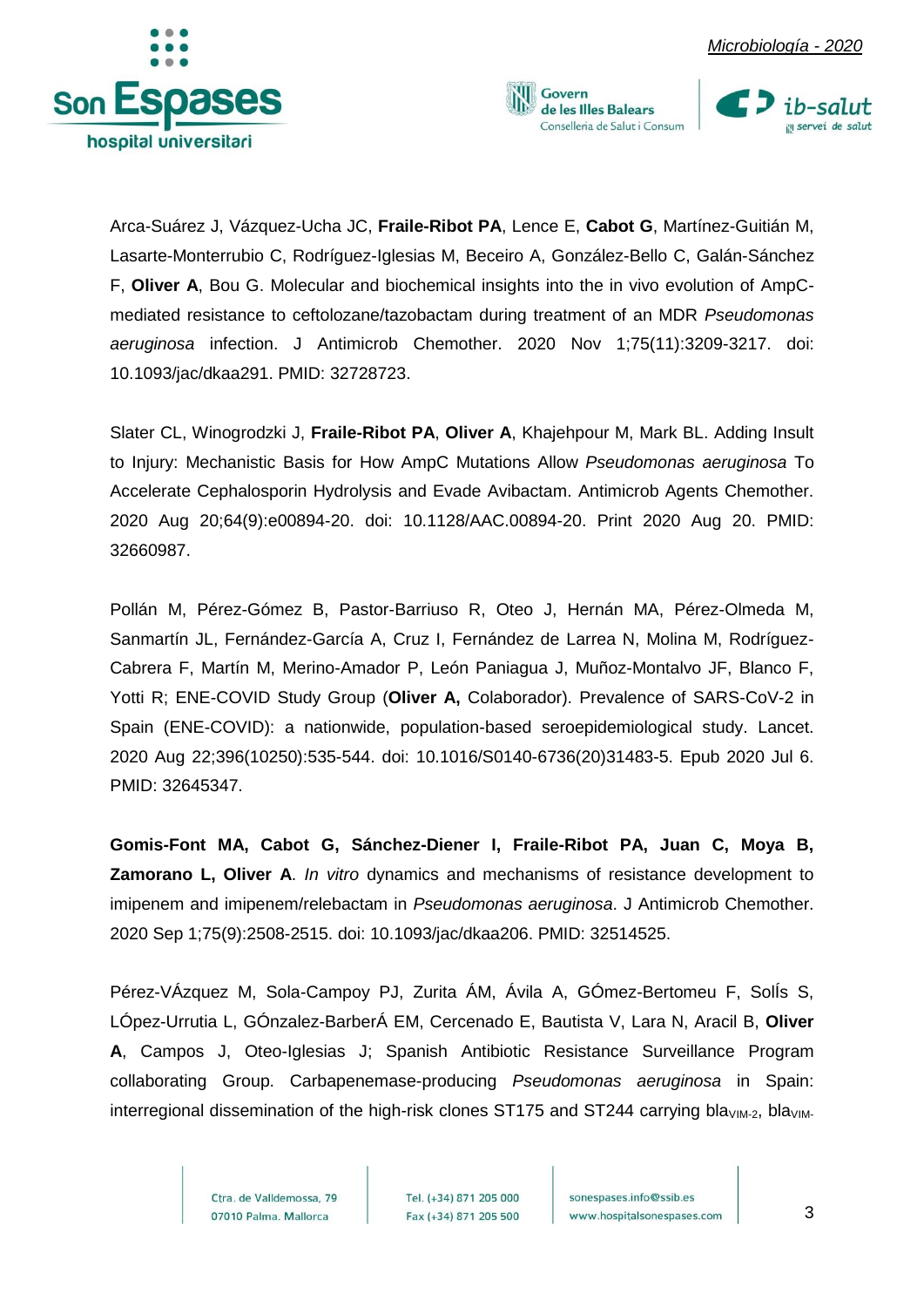Arca-Suárez J, Vázquez-Ucha JC, **Fraile-Ribot PA**, Lence E, **Cabot G**, Martínez-Guitián M, Lasarte-Monterrubio C, Rodríguez-Iglesias M, Beceiro A, González-Bello C, Galán-Sánchez F, **Oliver A**, Bou G. Molecular and biochemical insights into the in vivo evolution of AmpC-mediated resistance to ceftolozane/tazobactam during treatment of an MDR *Pseudomonas aeruginosa* infection. J Antimicrob Chemother. 2020 Nov 1;75(11):3209-3217. doi: 10.1093/jac/dkaa291. PMID: 32728723.

Slater CL, Winogrodzki J, **Fraile-Ribot PA**, **Oliver A**, Khajehpour M, Mark BL. Adding Insult to Injury: Mechanistic Basis for How AmpC Mutations Allow *Pseudomonas aeruginosa* To Accelerate Cephalosporin Hydrolysis and Evade Avibactam. Antimicrob Agents Chemother. 2020 Aug 20;64(9):e00894-20. doi: 10.1128/AAC.00894-20. Print 2020 Aug 20. PMID: 32660987.

Pollán M, Pérez-Gómez B, Pastor-Barriuso R, Oteo J, Hernán MA, Pérez-Olmeda M, Sanmartín JL, Fernández-García A, Cruz I, Fernández de Larrea N, Molina M, Rodríguez-Cabrera F, Martín M, Merino-Amador P, León Paniagua J, Muñoz-Montalvo JF, Blanco F, Yotti R; ENE-COVID Study Group (**Oliver A,** Colaborador). Prevalence of SARS-CoV-2 in Spain (ENE-COVID): a nationwide, population-based seroepidemiological study. Lancet. 2020 Aug 22;396(10250):535-544. doi: 10.1016/S0140-6736(20)31483-5. Epub 2020 Jul 6. PMID: 32645347.

**Gomis-Font MA, Cabot G, Sánchez-Diener I, Fraile-Ribot PA, Juan C, Moya B, Zamorano L, Oliver A**. *In vitro* dynamics and mechanisms of resistance development to imipenem and imipenem/relebactam in *Pseudomonas aeruginosa*. J Antimicrob Chemother. 2020 Sep 1;75(9):2508-2515. doi: 10.1093/jac/dkaa206. PMID: 32514525.

Pérez-VÁzquez M, Sola-Campoy PJ, Zurita ÁM, Ávila A, GÓmez-Bertomeu F, SolÍs S, LÓpez-Urrutia L, GÓnzalez-BarberÁ EM, Cercenado E, Bautista V, Lara N, Aracil B, **Oliver A**, Campos J, Oteo-Iglesias J; Spanish Antibiotic Resistance Surveillance Program collaborating Group. Carbapenemase-producing *Pseudomonas aeruginosa* in Spain: interregional dissemination of the high-risk clones ST175 and ST244 carrying $bla_{VIM-2}$, $bla_{VIM-}$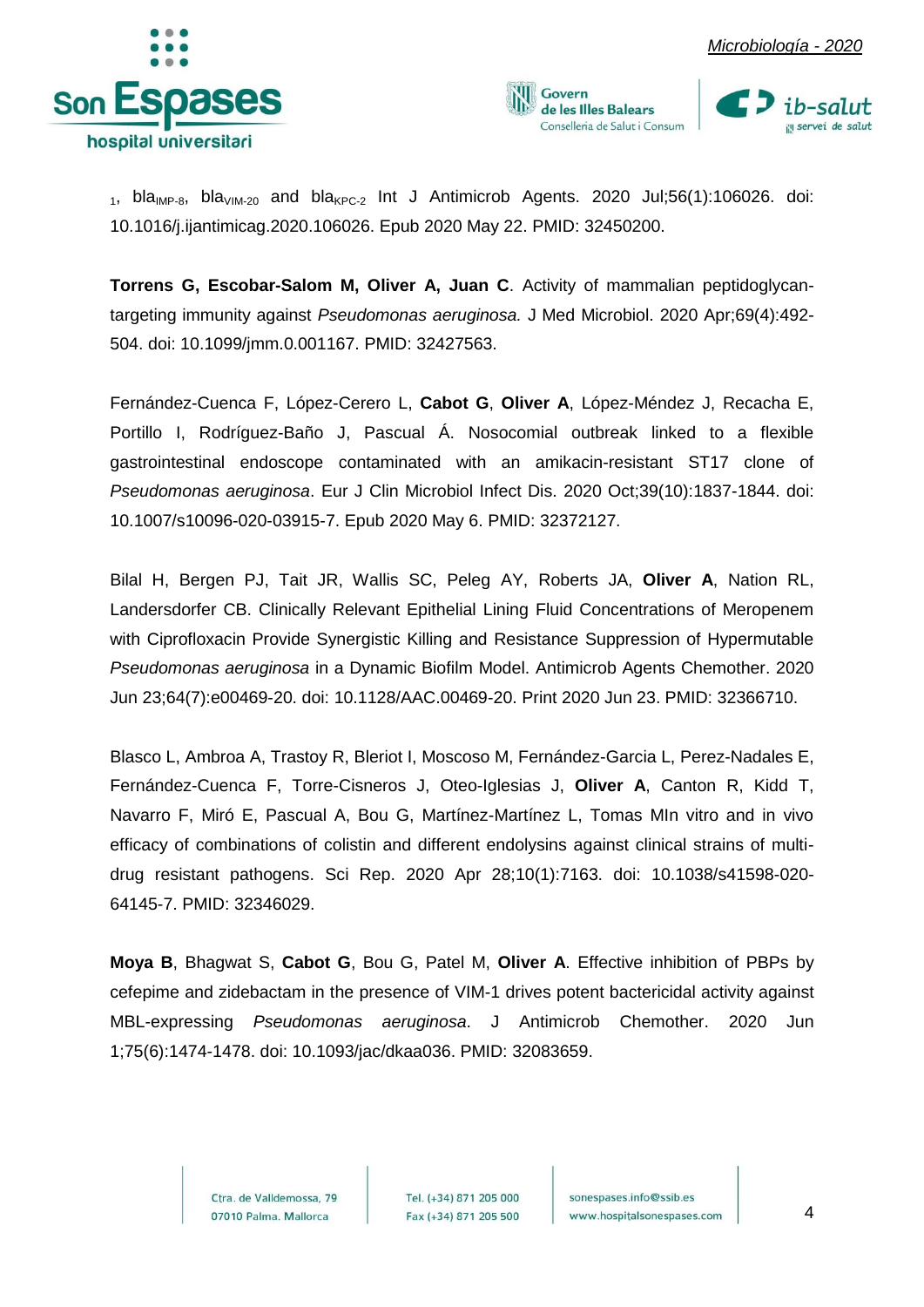$_1$, $bla_{IMP-8}$, $bla_{VIM-20}$ and $bla_{KPC-2}$ Int J Antimicrob Agents. 2020 Jul;56(1):106026. doi: 10.1016/j.ijantimicag.2020.106026. Epub 2020 May 22. PMID: 32450200.

**Torrens G, Escobar-Salom M, Oliver A, Juan C**. Activity of mammalian peptidoglycan-targeting immunity against *Pseudomonas aeruginosa.* J Med Microbiol. 2020 Apr;69(4):492-504. doi: 10.1099/jmm.0.001167. PMID: 32427563.

Fernández-Cuenca F, López-Cerero L, **Cabot G**, **Oliver A**, López-Méndez J, Recacha E, Portillo I, Rodríguez-Baño J, Pascual Á. Nosocomial outbreak linked to a flexible gastrointestinal endoscope contaminated with an amikacin-resistant ST17 clone of *Pseudomonas aeruginosa*. Eur J Clin Microbiol Infect Dis. 2020 Oct;39(10):1837-1844. doi: 10.1007/s10096-020-03915-7. Epub 2020 May 6. PMID: 32372127.

Bilal H, Bergen PJ, Tait JR, Wallis SC, Peleg AY, Roberts JA, **Oliver A**, Nation RL, Landersdorfer CB. Clinically Relevant Epithelial Lining Fluid Concentrations of Meropenem with Ciprofloxacin Provide Synergistic Killing and Resistance Suppression of Hypermutable *Pseudomonas aeruginosa* in a Dynamic Biofilm Model. Antimicrob Agents Chemother. 2020 Jun 23;64(7):e00469-20. doi: 10.1128/AAC.00469-20. Print 2020 Jun 23. PMID: 32366710.

Blasco L, Ambroa A, Trastoy R, Bleriot I, Moscoso M, Fernández-Garcia L, Perez-Nadales E, Fernández-Cuenca F, Torre-Cisneros J, Oteo-Iglesias J, **Oliver A**, Canton R, Kidd T, Navarro F, Miró E, Pascual A, Bou G, Martínez-Martínez L, Tomas MIn vitro and in vivo efficacy of combinations of colistin and different endolysins against clinical strains of multi-drug resistant pathogens. Sci Rep. 2020 Apr 28;10(1):7163. doi: 10.1038/s41598-020-64145-7. PMID: 32346029.

**Moya B**, Bhagwat S, **Cabot G**, Bou G, Patel M, **Oliver A**. Effective inhibition of PBPs by cefepime and zidebactam in the presence of VIM-1 drives potent bactericidal activity against MBL-expressing *Pseudomonas aeruginosa*. J Antimicrob Chemother. 2020 Jun 1;75(6):1474-1478. doi: 10.1093/jac/dkaa036. PMID: 32083659.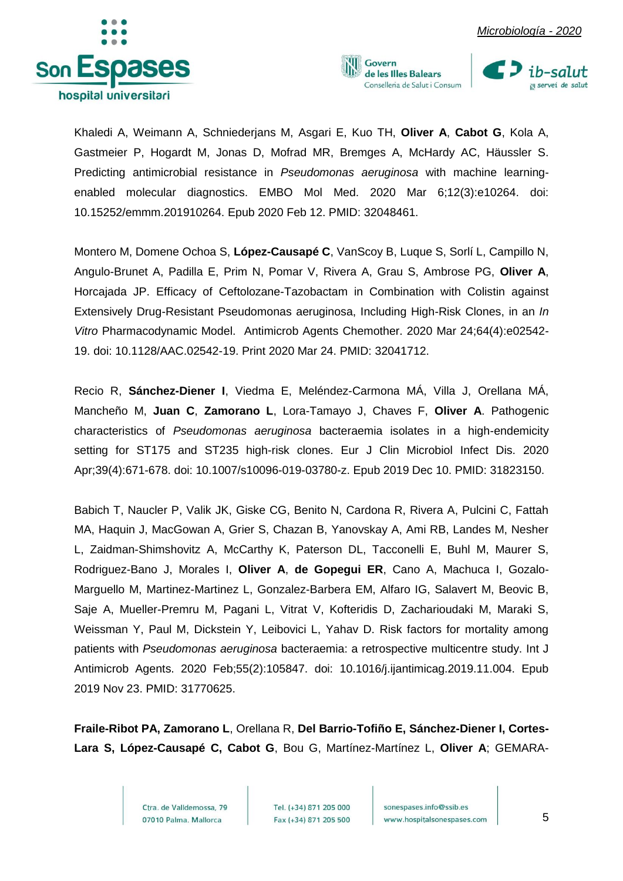Khaledi A, Weimann A, Schniederjans M, Asgari E, Kuo TH, **Oliver A**, **Cabot G**, Kola A, Gastmeier P, Hogardt M, Jonas D, Mofrad MR, Bremges A, McHardy AC, Häussler S. Predicting antimicrobial resistance in *Pseudomonas aeruginosa* with machine learning-enabled molecular diagnostics. EMBO Mol Med. 2020 Mar 6;12(3):e10264. doi: 10.15252/emmm.201910264. Epub 2020 Feb 12. PMID: 32048461.

Montero M, Domene Ochoa S, **López-Causapé C**, VanScoy B, Luque S, Sorlí L, Campillo N, Angulo-Brunet A, Padilla E, Prim N, Pomar V, Rivera A, Grau S, Ambrose PG, **Oliver A**, Horcajada JP. Efficacy of Ceftolozane-Tazobactam in Combination with Colistin against Extensively Drug-Resistant Pseudomonas aeruginosa, Including High-Risk Clones, in an *In Vitro* Pharmacodynamic Model. Antimicrob Agents Chemother. 2020 Mar 24;64(4):e02542-19. doi: 10.1128/AAC.02542-19. Print 2020 Mar 24. PMID: 32041712.

Recio R, **Sánchez-Diener I**, Viedma E, Meléndez-Carmona MÁ, Villa J, Orellana MÁ, Mancheño M, **Juan C**, **Zamorano L**, Lora-Tamayo J, Chaves F, **Oliver A**. Pathogenic characteristics of *Pseudomonas aeruginosa* bacteraemia isolates in a high-endemicity setting for ST175 and ST235 high-risk clones. Eur J Clin Microbiol Infect Dis. 2020 Apr;39(4):671-678. doi: 10.1007/s10096-019-03780-z. Epub 2019 Dec 10. PMID: 31823150.

Babich T, Naucler P, Valik JK, Giske CG, Benito N, Cardona R, Rivera A, Pulcini C, Fattah MA, Haquin J, MacGowan A, Grier S, Chazan B, Yanovskay A, Ami RB, Landes M, Nesher L, Zaidman-Shimshovitz A, McCarthy K, Paterson DL, Tacconelli E, Buhl M, Maurer S, Rodriguez-Bano J, Morales I, **Oliver A**, **de Gopegui ER**, Cano A, Machuca I, Gozalo-Marguello M, Martinez-Martinez L, Gonzalez-Barbera EM, Alfaro IG, Salavert M, Beovic B, Saje A, Mueller-Premru M, Pagani L, Vitrat V, Kofteridis D, Zacharioudaki M, Maraki S, Weissman Y, Paul M, Dickstein Y, Leibovici L, Yahav D. Risk factors for mortality among patients with *Pseudomonas aeruginosa* bacteraemia: a retrospective multicentre study. Int J Antimicrob Agents. 2020 Feb;55(2):105847. doi: 10.1016/j.ijantimicag.2019.11.004. Epub 2019 Nov 23. PMID: 31770625.

**Fraile-Ribot PA, Zamorano L**, Orellana R, **Del Barrio-Tofiño E, Sánchez-Diener I, Cortes-Lara S, López-Causapé C, Cabot G**, Bou G, Martínez-Martínez L, **Oliver A**; GEMARA-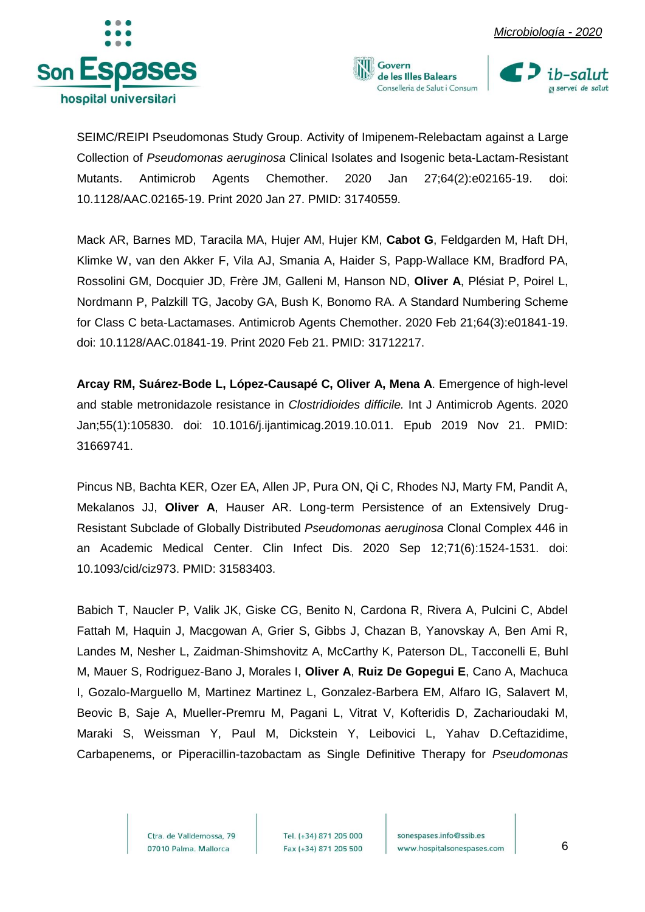SEIMC/REIPI Pseudomonas Study Group. Activity of Imipenem-Relebactam against a Large Collection of *Pseudomonas aeruginosa* Clinical Isolates and Isogenic beta-Lactam-Resistant Mutants. Antimicrob Agents Chemother. 2020 Jan 27;64(2):e02165-19. doi: 10.1128/AAC.02165-19. Print 2020 Jan 27. PMID: 31740559.

Mack AR, Barnes MD, Taracila MA, Hujer AM, Hujer KM, **Cabot G**, Feldgarden M, Haft DH, Klimke W, van den Akker F, Vila AJ, Smania A, Haider S, Papp-Wallace KM, Bradford PA, Rossolini GM, Docquier JD, Frère JM, Galleni M, Hanson ND, **Oliver A**, Plésiat P, Poirel L, Nordmann P, Palzkill TG, Jacoby GA, Bush K, Bonomo RA. A Standard Numbering Scheme for Class C beta-Lactamases. Antimicrob Agents Chemother. 2020 Feb 21;64(3):e01841-19. doi: 10.1128/AAC.01841-19. Print 2020 Feb 21. PMID: 31712217.

**Arcay RM, Suárez-Bode L, López-Causapé C, Oliver A, Mena A**. Emergence of high-level and stable metronidazole resistance in *Clostridioides difficile.* Int J Antimicrob Agents. 2020 Jan;55(1):105830. doi: 10.1016/j.ijantimicag.2019.10.011. Epub 2019 Nov 21. PMID: 31669741.

Pincus NB, Bachta KER, Ozer EA, Allen JP, Pura ON, Qi C, Rhodes NJ, Marty FM, Pandit A, Mekalanos JJ, **Oliver A**, Hauser AR. Long-term Persistence of an Extensively Drug-Resistant Subclade of Globally Distributed *Pseudomonas aeruginosa* Clonal Complex 446 in an Academic Medical Center. Clin Infect Dis. 2020 Sep 12;71(6):1524-1531. doi: 10.1093/cid/ciz973. PMID: 31583403.

Babich T, Naucler P, Valik JK, Giske CG, Benito N, Cardona R, Rivera A, Pulcini C, Abdel Fattah M, Haquin J, Macgowan A, Grier S, Gibbs J, Chazan B, Yanovskay A, Ben Ami R, Landes M, Nesher L, Zaidman-Shimshovitz A, McCarthy K, Paterson DL, Tacconelli E, Buhl M, Mauer S, Rodriguez-Bano J, Morales I, **Oliver A**, **Ruiz De Gopegui E**, Cano A, Machuca I, Gozalo-Marguello M, Martinez Martinez L, Gonzalez-Barbera EM, Alfaro IG, Salavert M, Beovic B, Saje A, Mueller-Premru M, Pagani L, Vitrat V, Kofteridis D, Zacharioudaki M, Maraki S, Weissman Y, Paul M, Dickstein Y, Leibovici L, Yahav D.Ceftazidime, Carbapenems, or Piperacillin-tazobactam as Single Definitive Therapy for *Pseudomonas*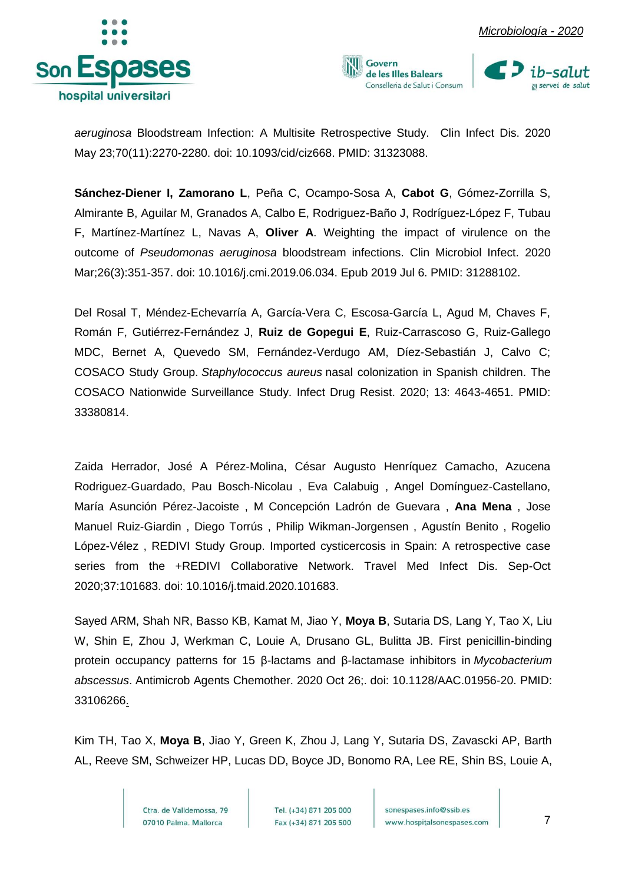*aeruginosa* Bloodstream Infection: A Multisite Retrospective Study. Clin Infect Dis. 2020 May 23;70(11):2270-2280. doi: 10.1093/cid/ciz668. PMID: 31323088.

**Sánchez-Diener I, Zamorano L**, Peña C, Ocampo-Sosa A, **Cabot G**, Gómez-Zorrilla S, Almirante B, Aguilar M, Granados A, Calbo E, Rodriguez-Baño J, Rodríguez-López F, Tubau F, Martínez-Martínez L, Navas A, **Oliver A**. Weighting the impact of virulence on the outcome of *Pseudomonas aeruginosa* bloodstream infections. Clin Microbiol Infect. 2020 Mar;26(3):351-357. doi: 10.1016/j.cmi.2019.06.034. Epub 2019 Jul 6. PMID: 31288102.

Del Rosal T, Méndez-Echevarría A, García-Vera C, Escosa-García L, Agud M, Chaves F, Román F, Gutiérrez-Fernández J, **Ruiz de Gopegui E**, Ruiz-Carrascoso G, Ruiz-Gallego MDC, Bernet A, Quevedo SM, Fernández-Verdugo AM, Díez-Sebastián J, Calvo C; COSACO Study Group. *Staphylococcus aureus* nasal colonization in Spanish children. The COSACO Nationwide Surveillance Study. Infect Drug Resist. 2020; 13: 4643-4651. PMID: 33380814.

Zaida Herrador, José A Pérez-Molina, César Augusto Henríquez Camacho, Azucena Rodriguez-Guardado, Pau Bosch-Nicolau , Eva Calabuig , Angel Domínguez-Castellano, María Asunción Pérez-Jacoiste , M Concepción Ladrón de Guevara , **Ana Mena** , Jose Manuel Ruiz-Giardin , Diego Torrús , Philip Wikman-Jorgensen , Agustín Benito , Rogelio López-Vélez , REDIVI Study Group. Imported cysticercosis in Spain: A retrospective case series from the +REDIVI Collaborative Network. Travel Med Infect Dis. Sep-Oct 2020;37:101683. doi: 10.1016/j.tmaid.2020.101683.

Sayed ARM, Shah NR, Basso KB, Kamat M, Jiao Y, **Moya B**, Sutaria DS, Lang Y, Tao X, Liu W, Shin E, Zhou J, Werkman C, Louie A, Drusano GL, Bulitta JB. First penicillin-binding protein occupancy patterns for 15 β-lactams and β-lactamase inhibitors in *Mycobacterium abscessus*. Antimicrob Agents Chemother. 2020 Oct 26;. doi: 10.1128/AAC.01956-20. PMID: 33106266.

Kim TH, Tao X, **Moya B**, Jiao Y, Green K, Zhou J, Lang Y, Sutaria DS, Zavascki AP, Barth AL, Reeve SM, Schweizer HP, Lucas DD, Boyce JD, Bonomo RA, Lee RE, Shin BS, Louie A,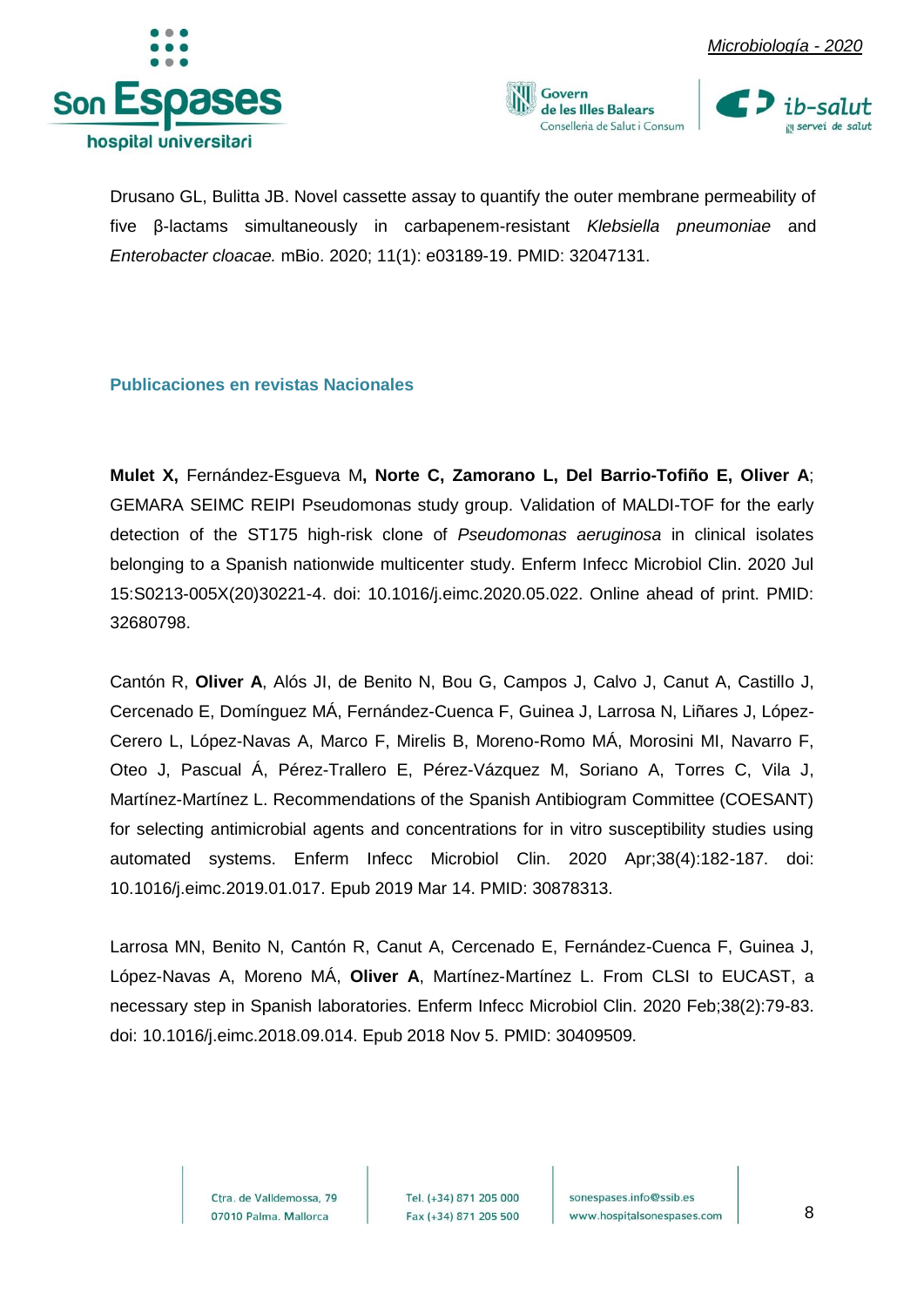Drusano GL, Bulitta JB. Novel cassette assay to quantify the outer membrane permeability of five β-lactams simultaneously in carbapenem-resistant *Klebsiella pneumoniae* and *Enterobacter cloacae.* mBio. 2020; 11(1): e03189-19. PMID: 32047131.

## Publicaciones en revistas Nacionales

**Mulet X,** Fernández-Esgueva M**, Norte C, Zamorano L, Del Barrio-Tofiño E, Oliver A**; GEMARA SEIMC REIPI Pseudomonas study group. Validation of MALDI-TOF for the early detection of the ST175 high-risk clone of *Pseudomonas aeruginosa* in clinical isolates belonging to a Spanish nationwide multicenter study. Enferm Infecc Microbiol Clin. 2020 Jul 15:S0213-005X(20)30221-4. doi: 10.1016/j.eimc.2020.05.022. Online ahead of print. PMID: 32680798.

Cantón R, **Oliver A**, Alós JI, de Benito N, Bou G, Campos J, Calvo J, Canut A, Castillo J, Cercenado E, Domínguez MÁ, Fernández-Cuenca F, Guinea J, Larrosa N, Liñares J, López-Cerero L, López-Navas A, Marco F, Mirelis B, Moreno-Romo MÁ, Morosini MI, Navarro F, Oteo J, Pascual Á, Pérez-Trallero E, Pérez-Vázquez M, Soriano A, Torres C, Vila J, Martínez-Martínez L. Recommendations of the Spanish Antibiogram Committee (COESANT) for selecting antimicrobial agents and concentrations for in vitro susceptibility studies using automated systems. Enferm Infecc Microbiol Clin. 2020 Apr;38(4):182-187. doi: 10.1016/j.eimc.2019.01.017. Epub 2019 Mar 14. PMID: 30878313.

Larrosa MN, Benito N, Cantón R, Canut A, Cercenado E, Fernández-Cuenca F, Guinea J, López-Navas A, Moreno MÁ, **Oliver A**, Martínez-Martínez L. From CLSI to EUCAST, a necessary step in Spanish laboratories. Enferm Infecc Microbiol Clin. 2020 Feb;38(2):79-83. doi: 10.1016/j.eimc.2018.09.014. Epub 2018 Nov 5. PMID: 30409509.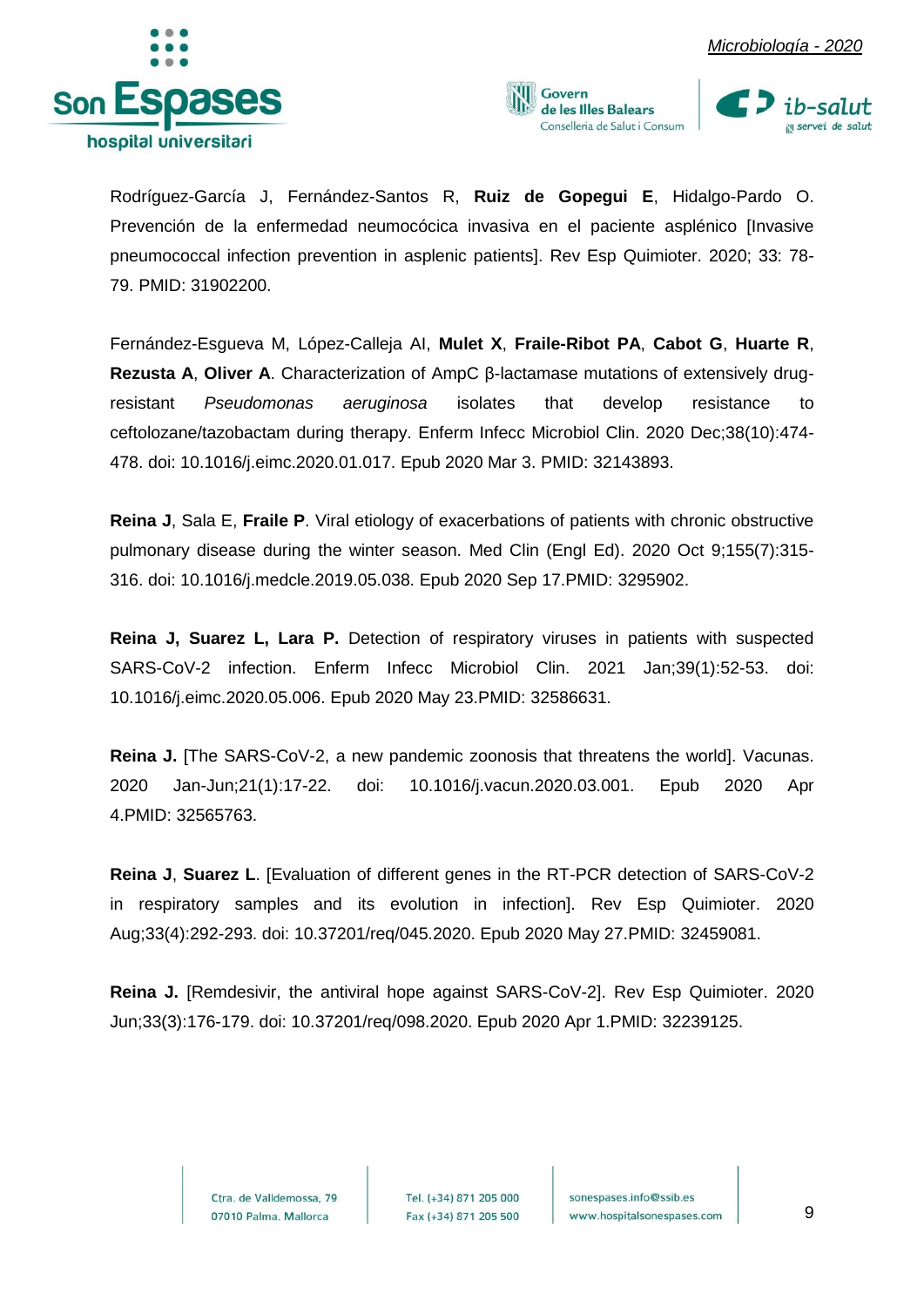Rodríguez-García J, Fernández-Santos R, **Ruiz de Gopegui E**, Hidalgo-Pardo O. Prevención de la enfermedad neumocócica invasiva en el paciente asplénico [Invasive pneumococcal infection prevention in asplenic patients]. Rev Esp Quimioter. 2020; 33: 78-79. PMID: 31902200.

Fernández-Esgueva M, López-Calleja AI, **Mulet X**, **Fraile-Ribot PA**, **Cabot G**, **Huarte R**, **Rezusta A**, **Oliver A**. Characterization of AmpC β-lactamase mutations of extensively drug-resistant *Pseudomonas aeruginosa* isolates that develop resistance to ceftolozane/tazobactam during therapy. Enferm Infecc Microbiol Clin. 2020 Dec;38(10):474-478. doi: 10.1016/j.eimc.2020.01.017. Epub 2020 Mar 3. PMID: 32143893.

**Reina J**, Sala E, **Fraile P**. Viral etiology of exacerbations of patients with chronic obstructive pulmonary disease during the winter season. Med Clin (Engl Ed). 2020 Oct 9;155(7):315-316. doi: 10.1016/j.medcle.2019.05.038. Epub 2020 Sep 17.PMID: 3295902.

**Reina J, Suarez L, Lara P.** Detection of respiratory viruses in patients with suspected SARS-CoV-2 infection. Enferm Infecc Microbiol Clin. 2021 Jan;39(1):52-53. doi: 10.1016/j.eimc.2020.05.006. Epub 2020 May 23.PMID: 32586631.

**Reina J.** [The SARS-CoV-2, a new pandemic zoonosis that threatens the world]. Vacunas. 2020 Jan-Jun;21(1):17-22. doi: 10.1016/j.vacun.2020.03.001. Epub 2020 Apr 4.PMID: 32565763.

**Reina J**, **Suarez L**. [Evaluation of different genes in the RT-PCR detection of SARS-CoV-2 in respiratory samples and its evolution in infection]. Rev Esp Quimioter. 2020 Aug;33(4):292-293. doi: 10.37201/req/045.2020. Epub 2020 May 27.PMID: 32459081.

**Reina J.** [Remdesivir, the antiviral hope against SARS-CoV-2]. Rev Esp Quimioter. 2020 Jun;33(3):176-179. doi: 10.37201/req/098.2020. Epub 2020 Apr 1.PMID: 32239125.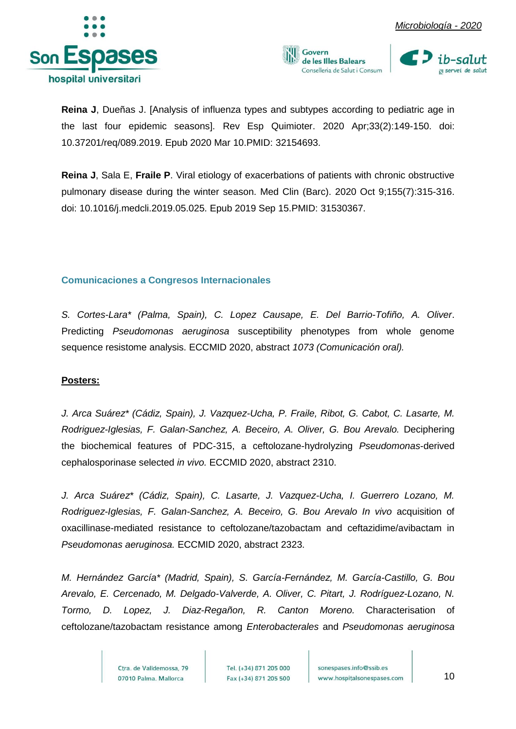**Reina J**, Dueñas J. [Analysis of influenza types and subtypes according to pediatric age in the last four epidemic seasons]. Rev Esp Quimioter. 2020 Apr;33(2):149-150. doi: 10.37201/req/089.2019. Epub 2020 Mar 10.PMID: 32154693.

**Reina J**, Sala E, **Fraile P**. Viral etiology of exacerbations of patients with chronic obstructive pulmonary disease during the winter season. Med Clin (Barc). 2020 Oct 9;155(7):315-316. doi: 10.1016/j.medcli.2019.05.025. Epub 2019 Sep 15.PMID: 31530367.

### Comunicaciones a Congresos Internacionales

*S. Cortes-Lara\* (Palma, Spain), C. Lopez Causape, E. Del Barrio-Tofiño, A. Oliver*. Predicting *Pseudomonas aeruginosa* susceptibility phenotypes from whole genome sequence resistome analysis. ECCMID 2020, abstract *1073 (Comunicación oral).*

**Posters:**

*J. Arca Suárez\* (Cádiz, Spain), J. Vazquez-Ucha, P. Fraile, Ribot, G. Cabot, C. Lasarte, M. Rodriguez-Iglesias, F. Galan-Sanchez, A. Beceiro, A. Oliver, G. Bou Arevalo.* Deciphering the biochemical features of PDC-315, a ceftolozane-hydrolyzing *Pseudomonas*-derived cephalosporinase selected *in vivo.* ECCMID 2020, abstract 2310.

*J. Arca Suárez\* (Cádiz, Spain), C. Lasarte, J. Vazquez-Ucha, I. Guerrero Lozano, M. Rodriguez-Iglesias, F. Galan-Sanchez, A. Beceiro, G. Bou Arevalo In vivo* acquisition of oxacillinase-mediated resistance to ceftolozane/tazobactam and ceftazidime/avibactam in *Pseudomonas aeruginosa.* ECCMID 2020, abstract 2323.

*M. Hernández García\* (Madrid, Spain), S. García-Fernández, M. García-Castillo, G. Bou Arevalo, E. Cercenado, M. Delgado-Valverde, A. Oliver, C. Pitart, J. Rodríguez-Lozano, N. Tormo, D. Lopez, J. Diaz-Regañon, R. Canton Moreno.* Characterisation of ceftolozane/tazobactam resistance among *Enterobacterales* and *Pseudomonas aeruginosa*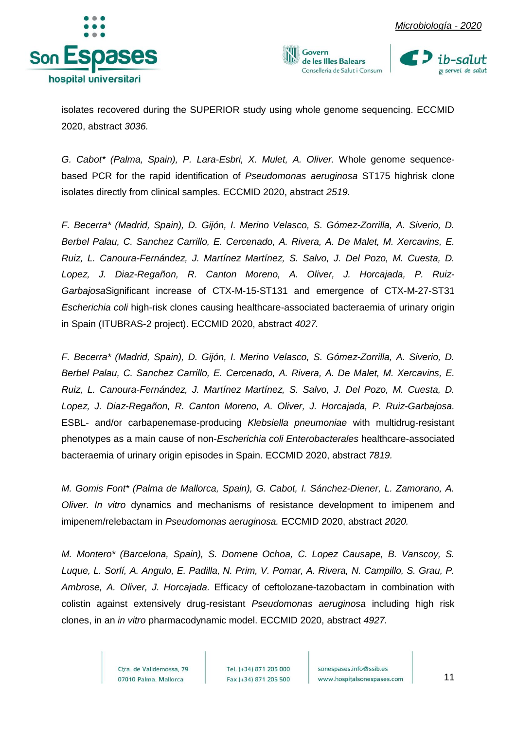isolates recovered during the SUPERIOR study using whole genome sequencing. ECCMID 2020, abstract *3036.*

*G. Cabot\* (Palma, Spain), P. Lara-Esbri, X. Mulet, A. Oliver.* Whole genome sequence-based PCR for the rapid identification of *Pseudomonas aeruginosa* ST175 highrisk clone isolates directly from clinical samples. ECCMID 2020, abstract *2519.*

*F. Becerra\* (Madrid, Spain), D. Gijón, I. Merino Velasco, S. Gómez-Zorrilla, A. Siverio, D. Berbel Palau, C. Sanchez Carrillo, E. Cercenado, A. Rivera, A. De Malet, M. Xercavins, E. Ruiz, L. Canoura-Fernández, J. Martínez Martínez, S. Salvo, J. Del Pozo, M. Cuesta, D. Lopez, J. Diaz-Regañon, R. Canton Moreno, A. Oliver, J. Horcajada, P. Ruiz-Garbajosa*Significant increase of CTX-M-15-ST131 and emergence of CTX-M-27-ST31 *Escherichia coli* high-risk clones causing healthcare-associated bacteraemia of urinary origin in Spain (ITUBRAS-2 project). ECCMID 2020, abstract *4027.*

*F. Becerra\* (Madrid, Spain), D. Gijón, I. Merino Velasco, S. Gómez-Zorrilla, A. Siverio, D. Berbel Palau, C. Sanchez Carrillo, E. Cercenado, A. Rivera, A. De Malet, M. Xercavins, E. Ruiz, L. Canoura-Fernández, J. Martínez Martínez, S. Salvo, J. Del Pozo, M. Cuesta, D. Lopez, J. Diaz-Regañon, R. Canton Moreno, A. Oliver, J. Horcajada, P. Ruiz-Garbajosa.* ESBL- and/or carbapenemase-producing *Klebsiella pneumoniae* with multidrug-resistant phenotypes as a main cause of non-*Escherichia coli Enterobacterales* healthcare-associated bacteraemia of urinary origin episodes in Spain. ECCMID 2020, abstract *7819.*

*M. Gomis Font\* (Palma de Mallorca, Spain), G. Cabot, I. Sánchez-Diener, L. Zamorano, A. Oliver. In vitro* dynamics and mechanisms of resistance development to imipenem and imipenem/relebactam in *Pseudomonas aeruginosa.* ECCMID 2020, abstract *2020.*

*M. Montero\* (Barcelona, Spain), S. Domene Ochoa, C. Lopez Causape, B. Vanscoy, S. Luque, L. Sorlí, A. Angulo, E. Padilla, N. Prim, V. Pomar, A. Rivera, N. Campillo, S. Grau, P. Ambrose, A. Oliver, J. Horcajada.* Efficacy of ceftolozane-tazobactam in combination with colistin against extensively drug-resistant *Pseudomonas aeruginosa* including high risk clones, in an *in vitro* pharmacodynamic model. ECCMID 2020, abstract *4927.*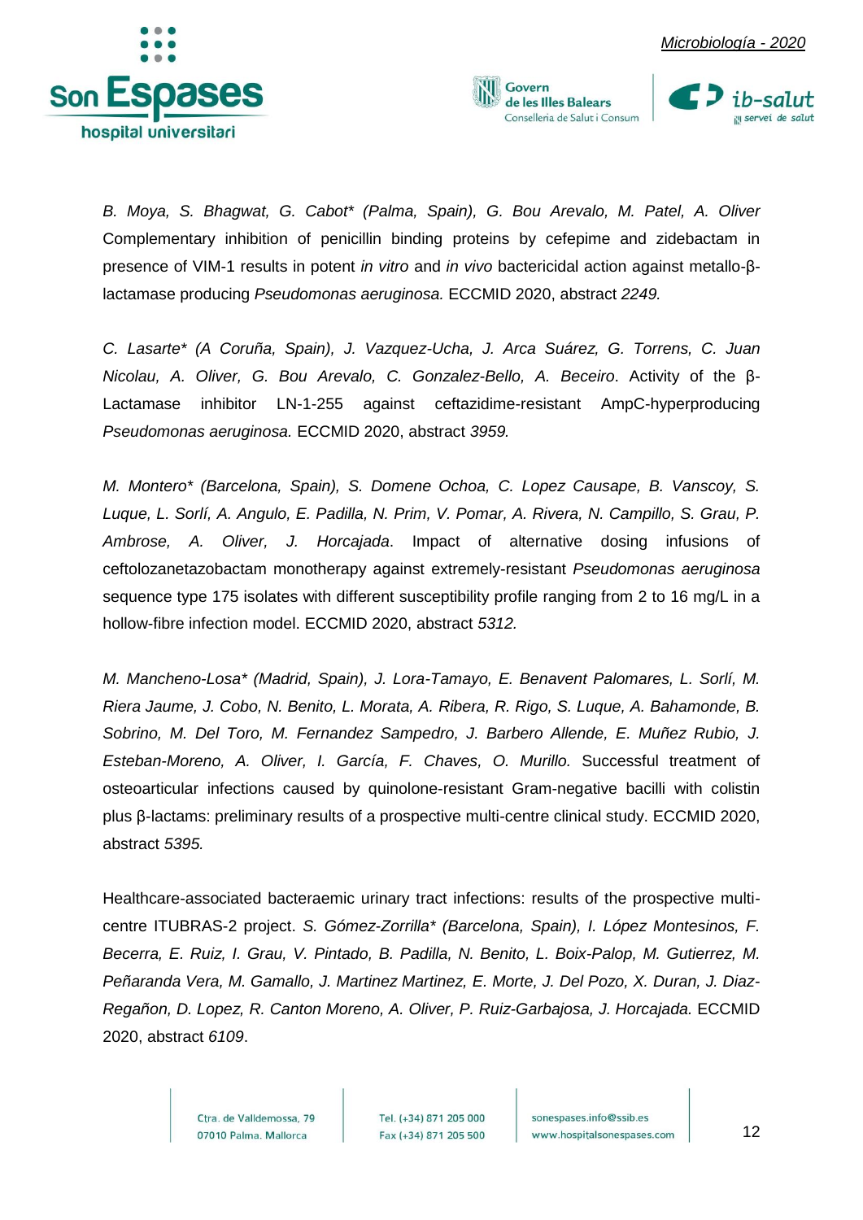*B. Moya, S. Bhagwat, G. Cabot* (Palma, Spain), G. Bou Arevalo, M. Patel, A. Oliver* Complementary inhibition of penicillin binding proteins by cefepime and zidebactam in presence of VIM-1 results in potent *in vitro* and *in vivo* bactericidal action against metallo-β-lactamase producing *Pseudomonas aeruginosa.* ECCMID 2020, abstract *2249.*

*C. Lasarte* (A Coruña, Spain), J. Vazquez-Ucha, J. Arca Suárez, G. Torrens, C. Juan Nicolau, A. Oliver, G. Bou Arevalo, C. Gonzalez-Bello, A. Beceiro*. Activity of the β-Lactamase inhibitor LN-1-255 against ceftazidime-resistant AmpC-hyperproducing *Pseudomonas aeruginosa.* ECCMID 2020, abstract *3959.*

*M. Montero* (Barcelona, Spain), S. Domene Ochoa, C. Lopez Causape, B. Vanscoy, S. Luque, L. Sorlí, A. Angulo, E. Padilla, N. Prim, V. Pomar, A. Rivera, N. Campillo, S. Grau, P. Ambrose, A. Oliver, J. Horcajada*. Impact of alternative dosing infusions of ceftolozanetazobactam monotherapy against extremely-resistant *Pseudomonas aeruginosa* sequence type 175 isolates with different susceptibility profile ranging from 2 to 16 mg/L in a hollow-fibre infection model. ECCMID 2020, abstract *5312.*

*M. Mancheno-Losa* (Madrid, Spain), J. Lora-Tamayo, E. Benavent Palomares, L. Sorlí, M. Riera Jaume, J. Cobo, N. Benito, L. Morata, A. Ribera, R. Rigo, S. Luque, A. Bahamonde, B. Sobrino, M. Del Toro, M. Fernandez Sampedro, J. Barbero Allende, E. Muñez Rubio, J. Esteban-Moreno, A. Oliver, I. García, F. Chaves, O. Murillo.* Successful treatment of osteoarticular infections caused by quinolone-resistant Gram-negative bacilli with colistin plus β-lactams: preliminary results of a prospective multi-centre clinical study. ECCMID 2020, abstract *5395.*

Healthcare-associated bacteraemic urinary tract infections: results of the prospective multi-centre ITUBRAS-2 project. *S. Gómez-Zorrilla* (Barcelona, Spain), I. López Montesinos, F. Becerra, E. Ruiz, I. Grau, V. Pintado, B. Padilla, N. Benito, L. Boix-Palop, M. Gutierrez, M. Peñaranda Vera, M. Gamallo, J. Martinez Martinez, E. Morte, J. Del Pozo, X. Duran, J. Diaz-Regañon, D. Lopez, R. Canton Moreno, A. Oliver, P. Ruiz-Garbajosa, J. Horcajada.* ECCMID 2020, abstract *6109*.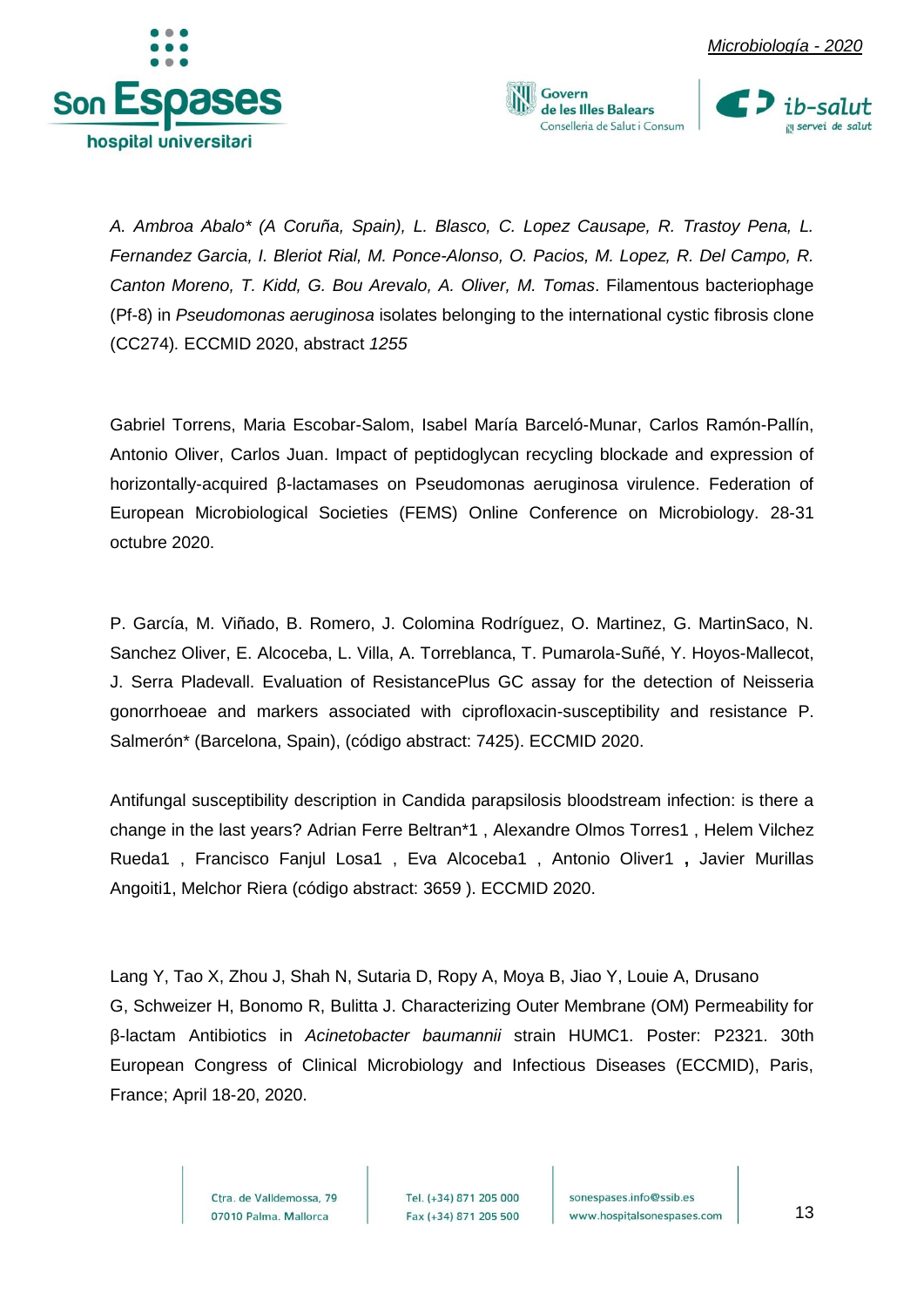*A. Ambroa Abalo\* (A Coruña, Spain), L. Blasco, C. Lopez Causape, R. Trastoy Pena, L. Fernandez Garcia, I. Bleriot Rial, M. Ponce-Alonso, O. Pacios, M. Lopez, R. Del Campo, R. Canton Moreno, T. Kidd, G. Bou Arevalo, A. Oliver, M. Tomas*. Filamentous bacteriophage (Pf-8) in *Pseudomonas aeruginosa* isolates belonging to the international cystic fibrosis clone (CC274). ECCMID 2020, abstract *1255*

Gabriel Torrens, Maria Escobar-Salom, Isabel María Barceló-Munar, Carlos Ramón-Pallín, Antonio Oliver, Carlos Juan. Impact of peptidoglycan recycling blockade and expression of horizontally-acquired β-lactamases on Pseudomonas aeruginosa virulence. Federation of European Microbiological Societies (FEMS) Online Conference on Microbiology. 28-31 octubre 2020.

P. García, M. Viñado, B. Romero, J. Colomina Rodríguez, O. Martinez, G. MartinSaco, N. Sanchez Oliver, E. Alcoceba, L. Villa, A. Torreblanca, T. Pumarola-Suñé, Y. Hoyos-Mallecot, J. Serra Pladevall. Evaluation of ResistancePlus GC assay for the detection of Neisseria gonorrhoeae and markers associated with ciprofloxacin-susceptibility and resistance P. Salmerón* (Barcelona, Spain), (código abstract: 7425). ECCMID 2020.

Antifungal susceptibility description in Candida parapsilosis bloodstream infection: is there a change in the last years? Adrian Ferre Beltran*1 , Alexandre Olmos Torres1 , Helem Vilchez Rueda1 , Francisco Fanjul Losa1 , Eva Alcoceba1 , Antonio Oliver1 **,** Javier Murillas Angoiti1, Melchor Riera (código abstract: 3659 ). ECCMID 2020.

Lang Y, Tao X, Zhou J, Shah N, Sutaria D, Ropy A, Moya B, Jiao Y, Louie A, Drusano G, Schweizer H, Bonomo R, Bulitta J. Characterizing Outer Membrane (OM) Permeability for β-lactam Antibiotics in *Acinetobacter baumannii* strain HUMC1. Poster: P2321. 30th European Congress of Clinical Microbiology and Infectious Diseases (ECCMID), Paris, France; April 18-20, 2020.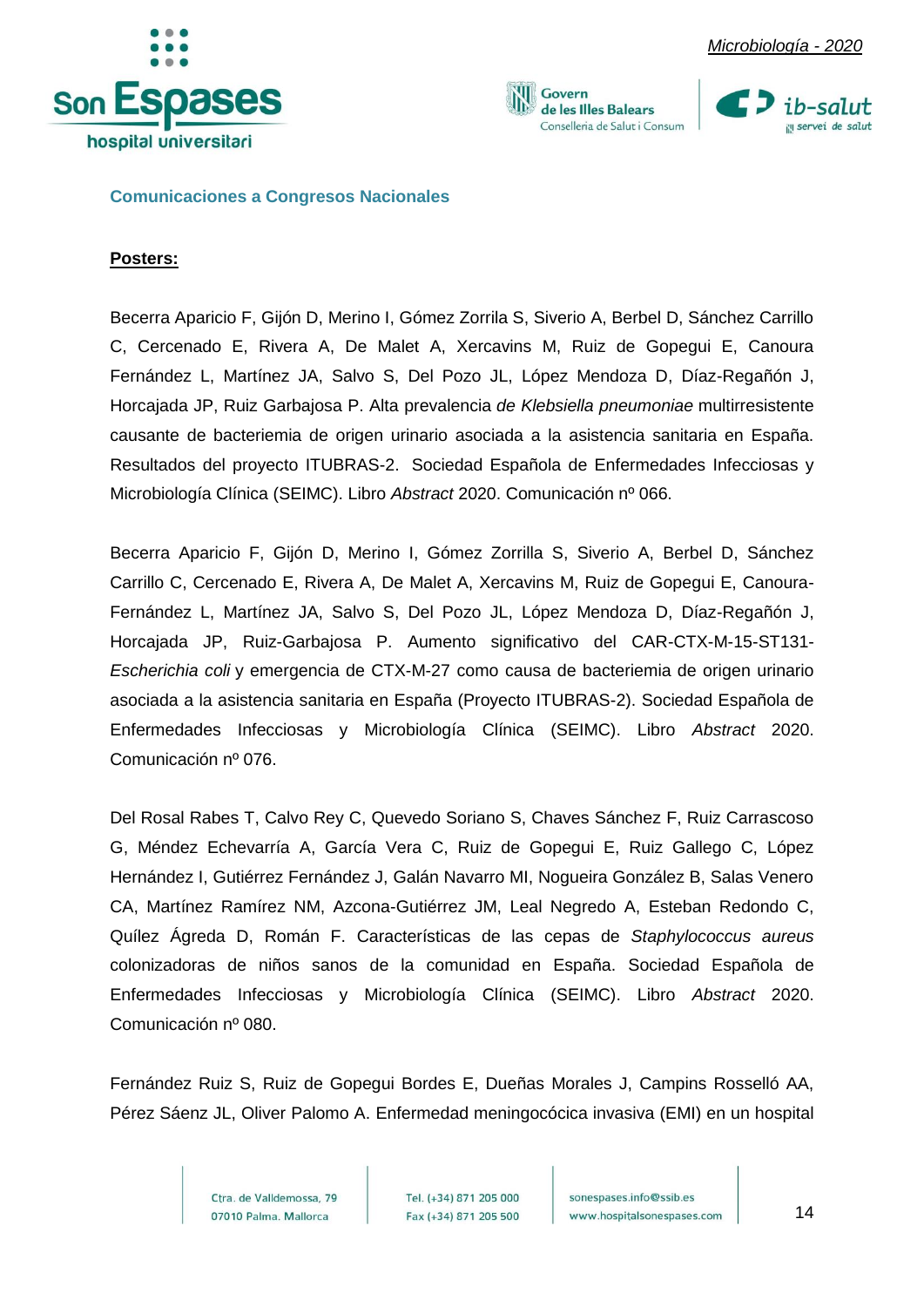## Comunicaciones a Congresos Nacionales

**Posters:**

Becerra Aparicio F, Gijón D, Merino I, Gómez Zorrila S, Siverio A, Berbel D, Sánchez Carrillo C, Cercenado E, Rivera A, De Malet A, Xercavins M, Ruiz de Gopegui E, Canoura Fernández L, Martínez JA, Salvo S, Del Pozo JL, López Mendoza D, Díaz-Regañón J, Horcajada JP, Ruiz Garbajosa P. Alta prevalencia *de Klebsiella pneumoniae* multirresistente causante de bacteriemia de origen urinario asociada a la asistencia sanitaria en España. Resultados del proyecto ITUBRAS-2. Sociedad Española de Enfermedades Infecciosas y Microbiología Clínica (SEIMC). Libro *Abstract* 2020. Comunicación nº 066.

Becerra Aparicio F, Gijón D, Merino I, Gómez Zorrilla S, Siverio A, Berbel D, Sánchez Carrillo C, Cercenado E, Rivera A, De Malet A, Xercavins M, Ruiz de Gopegui E, Canoura-Fernández L, Martínez JA, Salvo S, Del Pozo JL, López Mendoza D, Díaz-Regañón J, Horcajada JP, Ruiz-Garbajosa P. Aumento significativo del CAR-CTX-M-15-ST131-*Escherichia coli* y emergencia de CTX-M-27 como causa de bacteriemia de origen urinario asociada a la asistencia sanitaria en España (Proyecto ITUBRAS-2). Sociedad Española de Enfermedades Infecciosas y Microbiología Clínica (SEIMC). Libro *Abstract* 2020. Comunicación nº 076.

Del Rosal Rabes T, Calvo Rey C, Quevedo Soriano S, Chaves Sánchez F, Ruiz Carrascoso G, Méndez Echevarría A, García Vera C, Ruiz de Gopegui E, Ruiz Gallego C, López Hernández I, Gutiérrez Fernández J, Galán Navarro MI, Nogueira González B, Salas Venero CA, Martínez Ramírez NM, Azcona-Gutiérrez JM, Leal Negredo A, Esteban Redondo C, Quílez Ágreda D, Román F. Características de las cepas de *Staphylococcus aureus* colonizadoras de niños sanos de la comunidad en España. Sociedad Española de Enfermedades Infecciosas y Microbiología Clínica (SEIMC). Libro *Abstract* 2020. Comunicación nº 080.

Fernández Ruiz S, Ruiz de Gopegui Bordes E, Dueñas Morales J, Campins Rosselló AA, Pérez Sáenz JL, Oliver Palomo A. Enfermedad meningocócica invasiva (EMI) en un hospital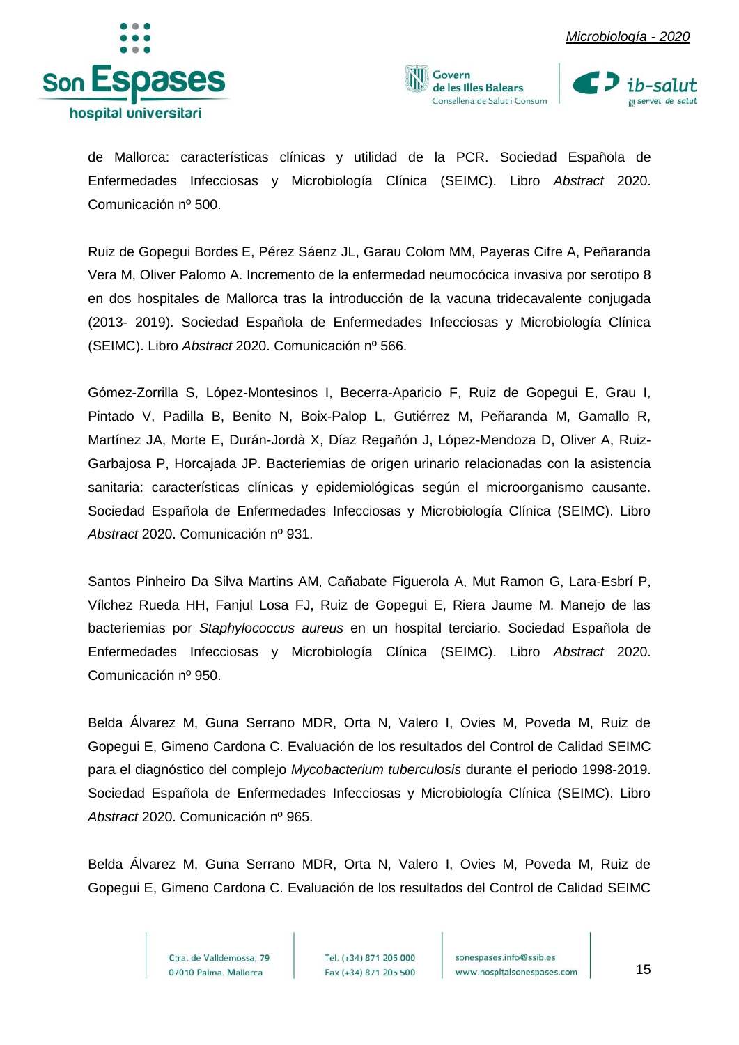de Mallorca: características clínicas y utilidad de la PCR. Sociedad Española de Enfermedades Infecciosas y Microbiología Clínica (SEIMC). Libro *Abstract* 2020. Comunicación nº 500.

Ruiz de Gopegui Bordes E, Pérez Sáenz JL, Garau Colom MM, Payeras Cifre A, Peñaranda Vera M, Oliver Palomo A. Incremento de la enfermedad neumocócica invasiva por serotipo 8 en dos hospitales de Mallorca tras la introducción de la vacuna tridecavalente conjugada (2013- 2019). Sociedad Española de Enfermedades Infecciosas y Microbiología Clínica (SEIMC). Libro *Abstract* 2020. Comunicación nº 566.

Gómez-Zorrilla S, López-Montesinos I, Becerra-Aparicio F, Ruiz de Gopegui E, Grau I, Pintado V, Padilla B, Benito N, Boix-Palop L, Gutiérrez M, Peñaranda M, Gamallo R, Martínez JA, Morte E, Durán-Jordà X, Díaz Regañón J, López-Mendoza D, Oliver A, Ruiz-Garbajosa P, Horcajada JP. Bacteriemias de origen urinario relacionadas con la asistencia sanitaria: características clínicas y epidemiológicas según el microorganismo causante. Sociedad Española de Enfermedades Infecciosas y Microbiología Clínica (SEIMC). Libro *Abstract* 2020. Comunicación nº 931.

Santos Pinheiro Da Silva Martins AM, Cañabate Figuerola A, Mut Ramon G, Lara-Esbrí P, Vílchez Rueda HH, Fanjul Losa FJ, Ruiz de Gopegui E, Riera Jaume M. Manejo de las bacteriemias por *Staphylococcus aureus* en un hospital terciario. Sociedad Española de Enfermedades Infecciosas y Microbiología Clínica (SEIMC). Libro *Abstract* 2020. Comunicación nº 950.

Belda Álvarez M, Guna Serrano MDR, Orta N, Valero I, Ovies M, Poveda M, Ruiz de Gopegui E, Gimeno Cardona C. Evaluación de los resultados del Control de Calidad SEIMC para el diagnóstico del complejo *Mycobacterium tuberculosis* durante el periodo 1998-2019. Sociedad Española de Enfermedades Infecciosas y Microbiología Clínica (SEIMC). Libro *Abstract* 2020. Comunicación nº 965.

Belda Álvarez M, Guna Serrano MDR, Orta N, Valero I, Ovies M, Poveda M, Ruiz de Gopegui E, Gimeno Cardona C. Evaluación de los resultados del Control de Calidad SEIMC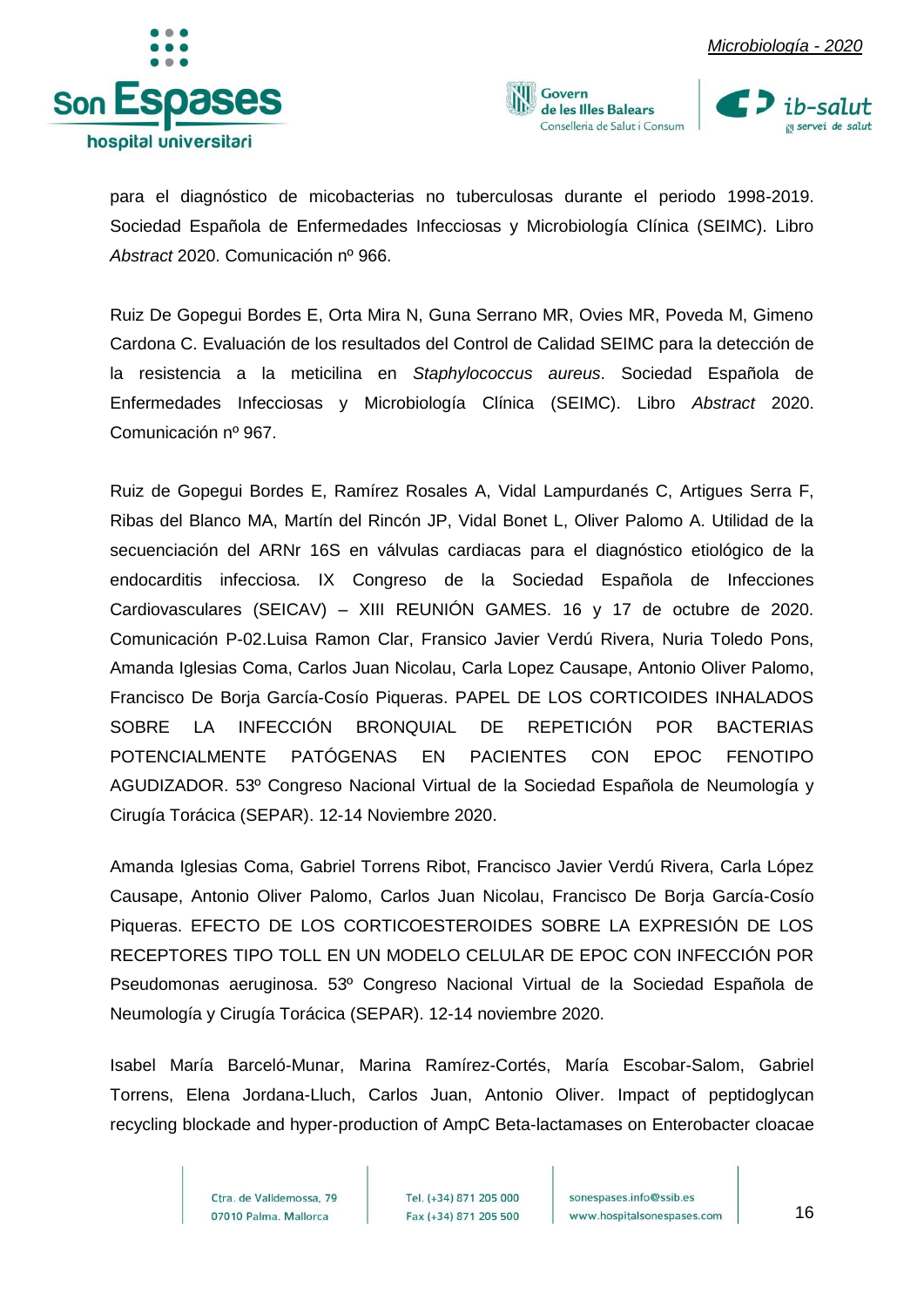para el diagnóstico de micobacterias no tuberculosas durante el periodo 1998-2019. Sociedad Española de Enfermedades Infecciosas y Microbiología Clínica (SEIMC). Libro *Abstract* 2020. Comunicación nº 966.

Ruiz De Gopegui Bordes E, Orta Mira N, Guna Serrano MR, Ovies MR, Poveda M, Gimeno Cardona C. Evaluación de los resultados del Control de Calidad SEIMC para la detección de la resistencia a la meticilina en *Staphylococcus aureus*. Sociedad Española de Enfermedades Infecciosas y Microbiología Clínica (SEIMC). Libro *Abstract* 2020. Comunicación nº 967.

Ruiz de Gopegui Bordes E, Ramírez Rosales A, Vidal Lampurdanés C, Artigues Serra F, Ribas del Blanco MA, Martín del Rincón JP, Vidal Bonet L, Oliver Palomo A. Utilidad de la secuenciación del ARNr 16S en válvulas cardiacas para el diagnóstico etiológico de la endocarditis infecciosa. IX Congreso de la Sociedad Española de Infecciones Cardiovasculares (SEICAV) – XIII REUNIÓN GAMES. 16 y 17 de octubre de 2020. Comunicación P-02.Luisa Ramon Clar, Fransico Javier Verdú Rivera, Nuria Toledo Pons, Amanda Iglesias Coma, Carlos Juan Nicolau, Carla Lopez Causape, Antonio Oliver Palomo, Francisco De Borja García-Cosío Piqueras. PAPEL DE LOS CORTICOIDES INHALADOS SOBRE LA INFECCIÓN BRONQUIAL DE REPETICIÓN POR BACTERIAS POTENCIALMENTE PATÓGENAS EN PACIENTES CON EPOC FENOTIPO AGUDIZADOR. 53º Congreso Nacional Virtual de la Sociedad Española de Neumología y Cirugía Torácica (SEPAR). 12-14 Noviembre 2020.

Amanda Iglesias Coma, Gabriel Torrens Ribot, Francisco Javier Verdú Rivera, Carla López Causape, Antonio Oliver Palomo, Carlos Juan Nicolau, Francisco De Borja García-Cosío Piqueras. EFECTO DE LOS CORTICOESTEROIDES SOBRE LA EXPRESIÓN DE LOS RECEPTORES TIPO TOLL EN UN MODELO CELULAR DE EPOC CON INFECCIÓN POR Pseudomonas aeruginosa. 53º Congreso Nacional Virtual de la Sociedad Española de Neumología y Cirugía Torácica (SEPAR). 12-14 noviembre 2020.

Isabel María Barceló-Munar, Marina Ramírez-Cortés, María Escobar-Salom, Gabriel Torrens, Elena Jordana-Lluch, Carlos Juan, Antonio Oliver. Impact of peptidoglycan recycling blockade and hyper-production of AmpC Beta-lactamases on Enterobacter cloacae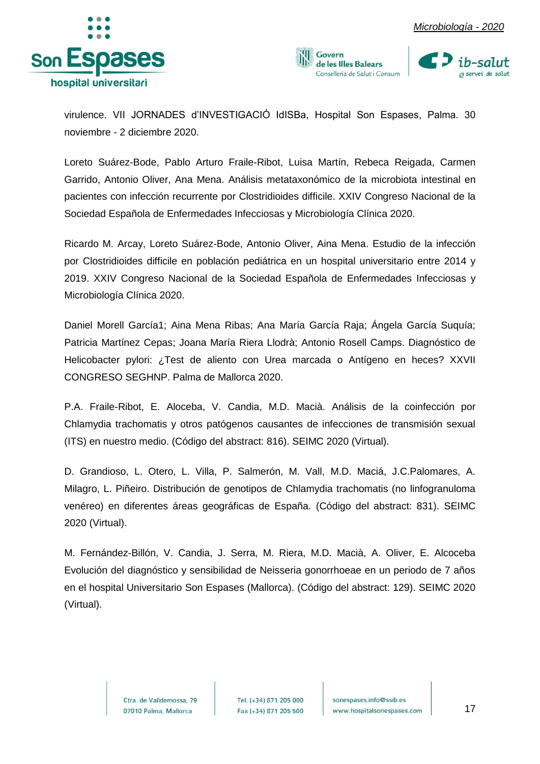virulence. VII JORNADES d'INVESTIGACIÓ IdISBa, Hospital Son Espases, Palma. 30 noviembre - 2 diciembre 2020.

Loreto Suárez-Bode, Pablo Arturo Fraile-Ribot, Luisa Martín, Rebeca Reigada, Carmen Garrido, Antonio Oliver, Ana Mena. Análisis metataxonómico de la microbiota intestinal en pacientes con infección recurrente por Clostridioides difficile. XXIV Congreso Nacional de la Sociedad Española de Enfermedades Infecciosas y Microbiología Clínica 2020.

Ricardo M. Arcay, Loreto Suárez-Bode, Antonio Oliver, Aina Mena. Estudio de la infección por Clostridioides difficile en población pediátrica en un hospital universitario entre 2014 y 2019. XXIV Congreso Nacional de la Sociedad Española de Enfermedades Infecciosas y Microbiología Clínica 2020.

Daniel Morell García1; Aina Mena Ribas; Ana María García Raja; Ángela García Suquía; Patricia Martínez Cepas; Joana María Riera Llodrà; Antonio Rosell Camps. Diagnóstico de Helicobacter pylori: ¿Test de aliento con Urea marcada o Antígeno en heces? XXVII CONGRESO SEGHNP. Palma de Mallorca 2020.

P.A. Fraile-Ribot, E. Aloceba, V. Candia, M.D. Macià. Análisis de la coinfección por Chlamydia trachomatis y otros patógenos causantes de infecciones de transmisión sexual (ITS) en nuestro medio. (Código del abstract: 816). SEIMC 2020 (Virtual).

D. Grandioso, L. Otero, L. Villa, P. Salmerón, M. Vall, M.D. Maciá, J.C.Palomares, A. Milagro, L. Piñeiro. Distribución de genotipos de Chlamydia trachomatis (no linfogranuloma venéreo) en diferentes áreas geográficas de España. (Código del abstract: 831). SEIMC 2020 (Virtual).

M. Fernández-Billón, V. Candia, J. Serra, M. Riera, M.D. Macià, A. Oliver, E. Alcoceba Evolución del diagnóstico y sensibilidad de Neisseria gonorrhoeae en un periodo de 7 años en el hospital Universitario Son Espases (Mallorca). (Código del abstract: 129). SEIMC 2020 (Virtual).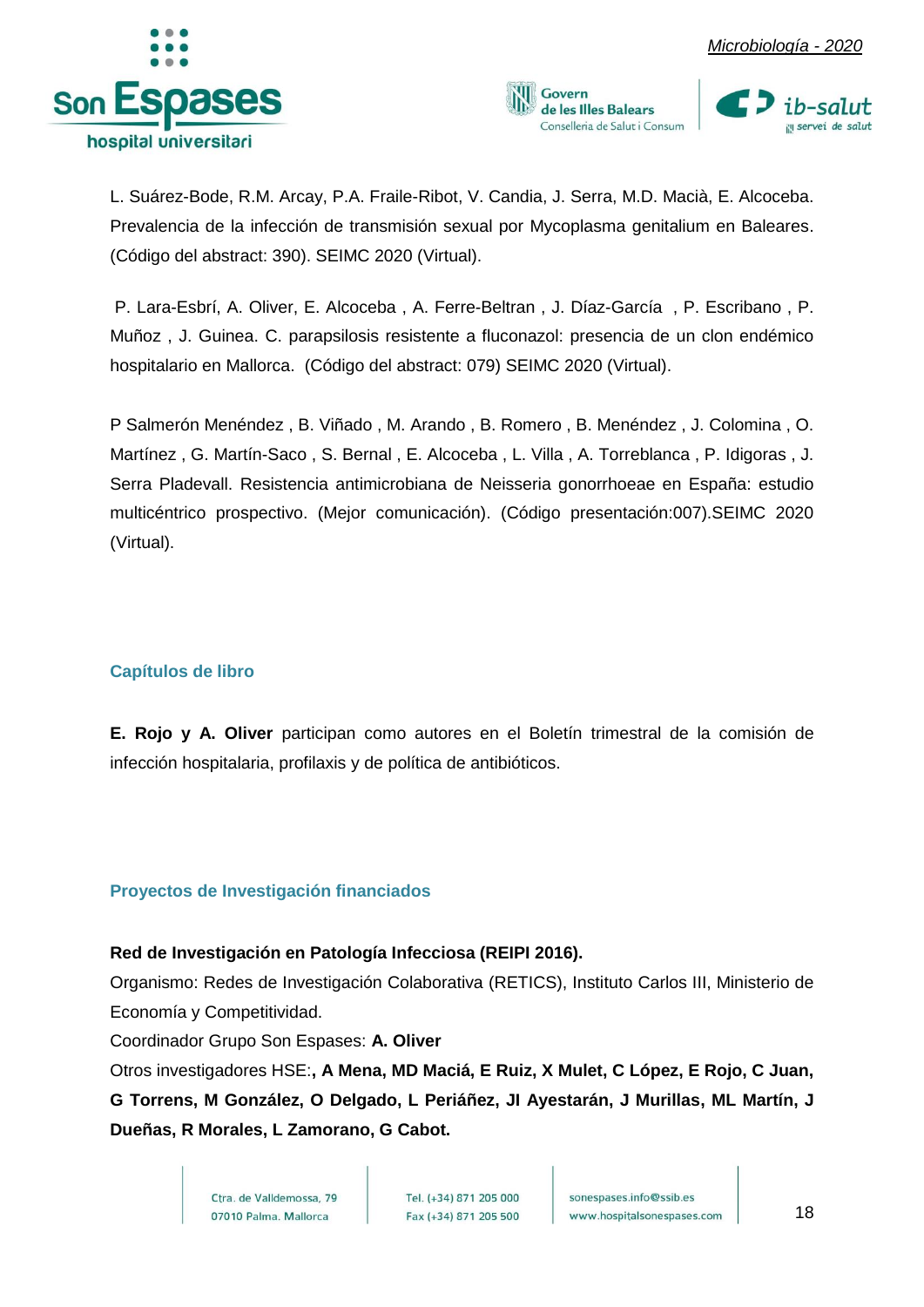L. Suárez-Bode, R.M. Arcay, P.A. Fraile-Ribot, V. Candia, J. Serra, M.D. Macià, E. Alcoceba. Prevalencia de la infección de transmisión sexual por Mycoplasma genitalium en Baleares. (Código del abstract: 390). SEIMC 2020 (Virtual).

P. Lara-Esbrí, A. Oliver, E. Alcoceba , A. Ferre-Beltran , J. Díaz-García , P. Escribano , P. Muñoz , J. Guinea. C. parapsilosis resistente a fluconazol: presencia de un clon endémico hospitalario en Mallorca. (Código del abstract: 079) SEIMC 2020 (Virtual).

P Salmerón Menéndez , B. Viñado , M. Arando , B. Romero , B. Menéndez , J. Colomina , O. Martínez , G. Martín-Saco , S. Bernal , E. Alcoceba , L. Villa , A. Torreblanca , P. Idigoras , J. Serra Pladevall. Resistencia antimicrobiana de Neisseria gonorrhoeae en España: estudio multicéntrico prospectivo. (Mejor comunicación). (Código presentación:007).SEIMC 2020 (Virtual).

## Capítulos de libro

**E. Rojo y A. Oliver** participan como autores en el Boletín trimestral de la comisión de infección hospitalaria, profilaxis y de política de antibióticos.

## Proyectos de Investigación financiados

**Red de Investigación en Patología Infecciosa (REIPI 2016).**
Organismo: Redes de Investigación Colaborativa (RETICS), Instituto Carlos III, Ministerio de Economía y Competitividad.
Coordinador Grupo Son Espases: **A. Oliver**
Otros investigadores HSE:**, A Mena, MD Maciá, E Ruiz, X Mulet, C López, E Rojo, C Juan, G Torrens, M González, O Delgado, L Periáñez, JI Ayestarán, J Murillas, ML Martín, J Dueñas, R Morales, L Zamorano, G Cabot.**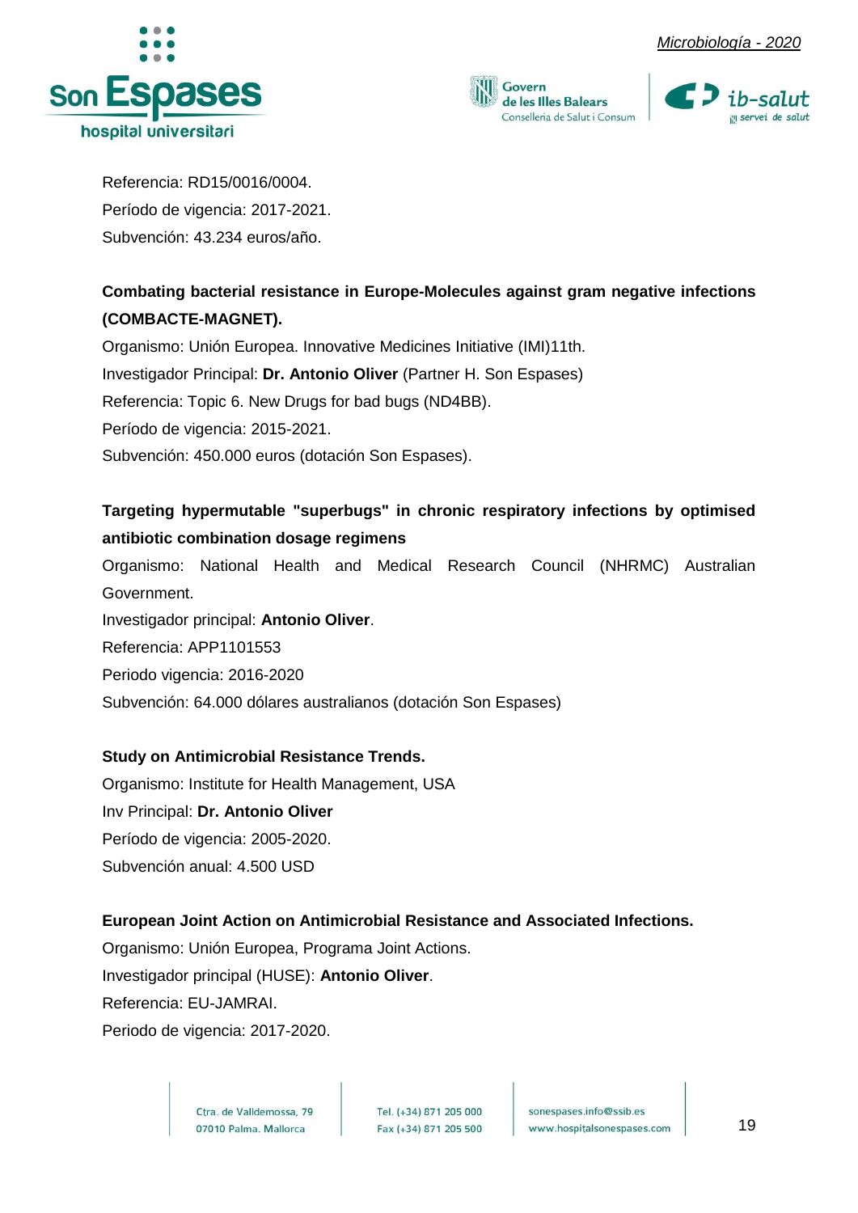Referencia: RD15/0016/0004.

Período de vigencia: 2017-2021.

Subvención: 43.234 euros/año.

**Combating bacterial resistance in Europe-Molecules against gram negative infections (COMBACTE-MAGNET).**

Organismo: Unión Europea. Innovative Medicines Initiative (IMI)11th.

Investigador Principal: **Dr. Antonio Oliver** (Partner H. Son Espases)

Referencia: Topic 6. New Drugs for bad bugs (ND4BB).

Período de vigencia: 2015-2021.

Subvención: 450.000 euros (dotación Son Espases).

**Targeting hypermutable "superbugs" in chronic respiratory infections by optimised antibiotic combination dosage regimens**

Organismo: National Health and Medical Research Council (NHRMC) Australian Government.

Investigador principal: **Antonio Oliver**.

Referencia: APP1101553

Periodo vigencia: 2016-2020

Subvención: 64.000 dólares australianos (dotación Son Espases)

**Study on Antimicrobial Resistance Trends.**

Organismo: Institute for Health Management, USA

Inv Principal: **Dr. Antonio Oliver**

Período de vigencia: 2005-2020.

Subvención anual: 4.500 USD

**European Joint Action on Antimicrobial Resistance and Associated Infections.**

Organismo: Unión Europea, Programa Joint Actions.

Investigador principal (HUSE): **Antonio Oliver**.

Referencia: EU-JAMRAI.

Periodo de vigencia: 2017-2020.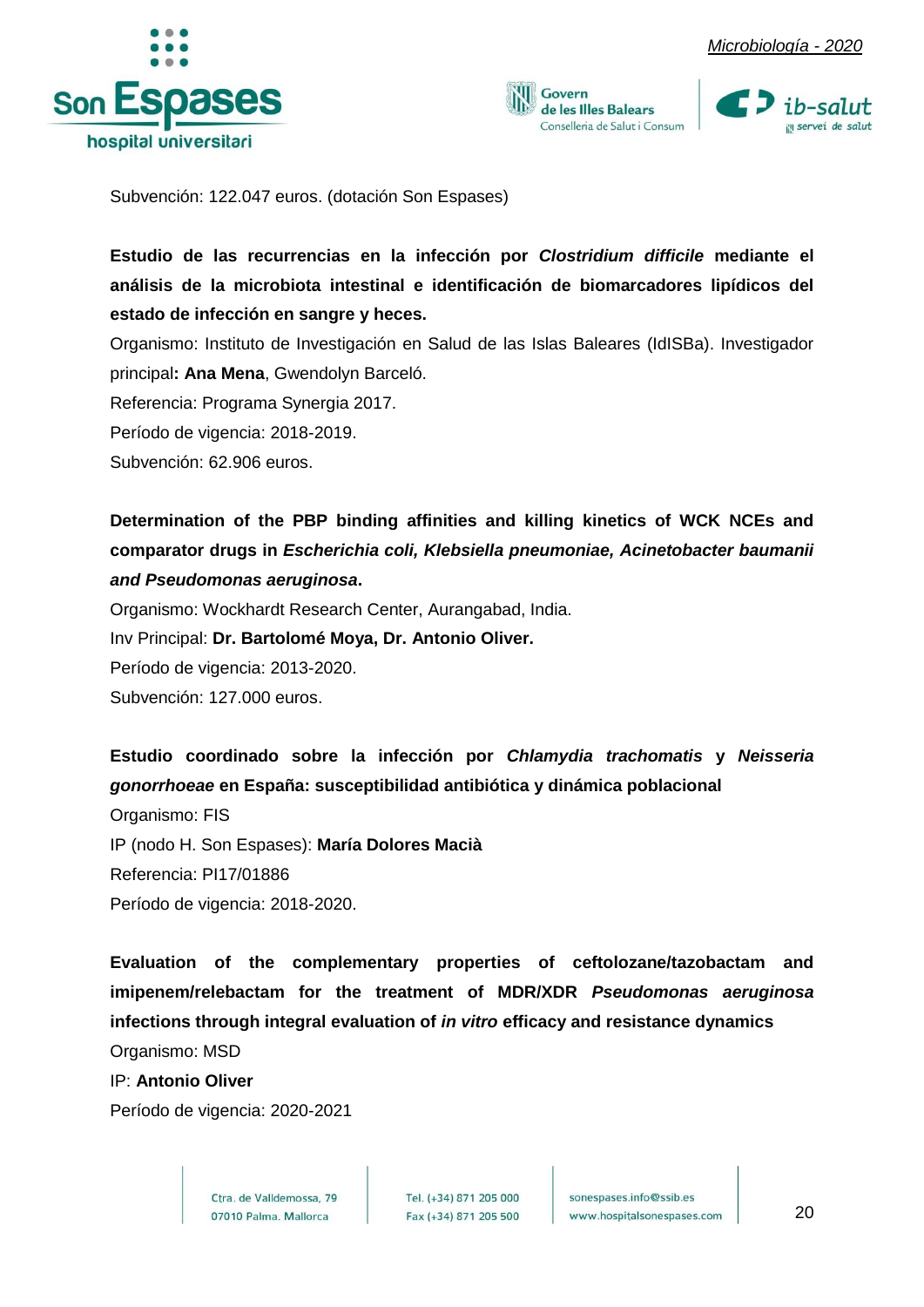Subvención: 122.047 euros. (dotación Son Espases)

**Estudio de las recurrencias en la infección por *Clostridium difficile* mediante el análisis de la microbiota intestinal e identificación de biomarcadores lipídicos del estado de infección en sangre y heces.**

Organismo: Instituto de Investigación en Salud de las Islas Baleares (IdISBa). Investigador principal**: Ana Mena**, Gwendolyn Barceló.

Referencia: Programa Synergia 2017.

Período de vigencia: 2018-2019.

Subvención: 62.906 euros.

**Determination of the PBP binding affinities and killing kinetics of WCK NCEs and comparator drugs in *Escherichia coli, Klebsiella pneumoniae, Acinetobacter baumanii and Pseudomonas aeruginosa*.**

Organismo: Wockhardt Research Center, Aurangabad, India.

Inv Principal: **Dr. Bartolomé Moya, Dr. Antonio Oliver.**

Período de vigencia: 2013-2020.

Subvención: 127.000 euros.

**Estudio coordinado sobre la infección por *Chlamydia trachomatis* y *Neisseria gonorrhoeae* en España: susceptibilidad antibiótica y dinámica poblacional**

Organismo: FIS

IP (nodo H. Son Espases): **María Dolores Macià**

Referencia: PI17/01886

Período de vigencia: 2018-2020.

**Evaluation of the complementary properties of ceftolozane/tazobactam and imipenem/relebactam for the treatment of MDR/XDR *Pseudomonas aeruginosa* infections through integral evaluation of *in vitro* efficacy and resistance dynamics**

Organismo: MSD

IP: **Antonio Oliver**

Período de vigencia: 2020-2021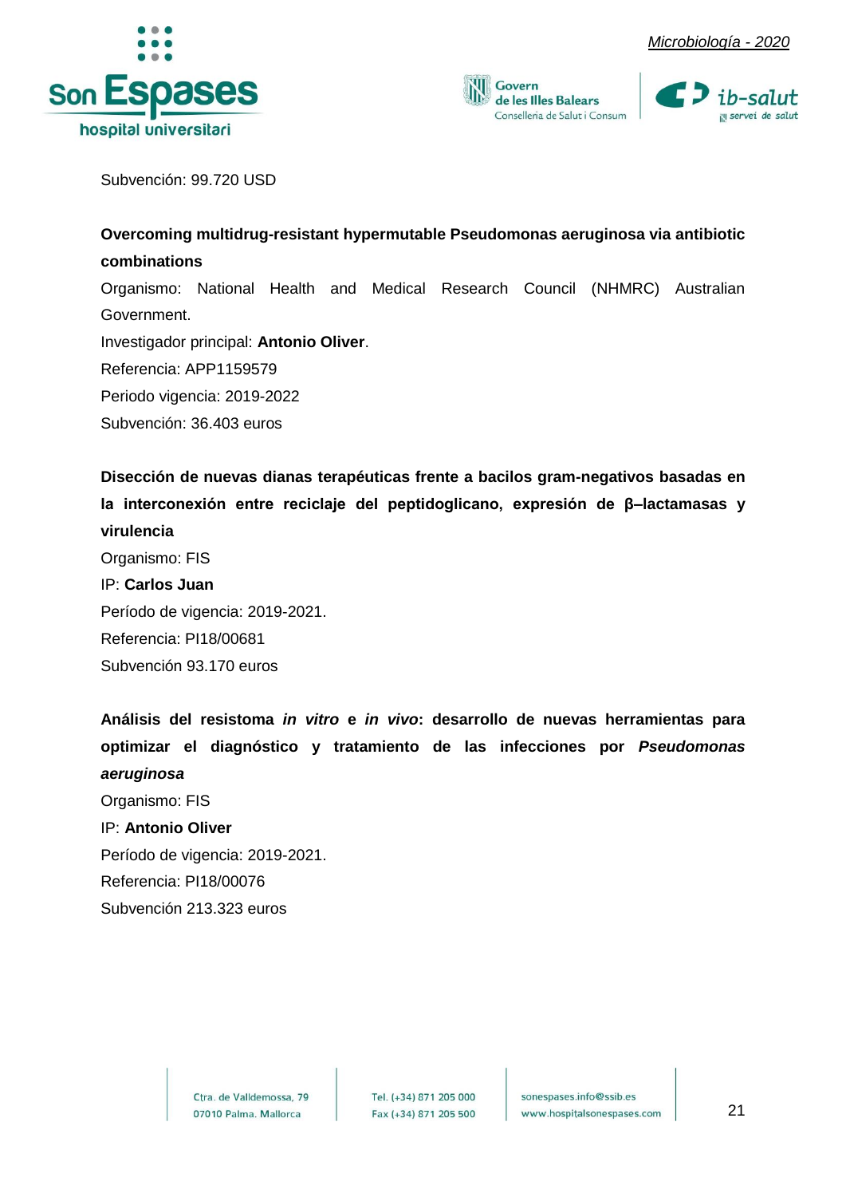Subvención: 99.720 USD

**Overcoming multidrug-resistant hypermutable Pseudomonas aeruginosa via antibiotic combinations**

Organismo: National Health and Medical Research Council (NHMRC) Australian Government.

Investigador principal: **Antonio Oliver**.

Referencia: APP1159579

Periodo vigencia: 2019-2022

Subvención: 36.403 euros

**Disección de nuevas dianas terapéuticas frente a bacilos gram-negativos basadas en la interconexión entre reciclaje del peptidoglicano, expresión de β–lactamasas y virulencia**

Organismo: FIS

IP: **Carlos Juan**

Período de vigencia: 2019-2021.

Referencia: PI18/00681

Subvención 93.170 euros

**Análisis del resistoma *in vitro* e *in vivo*: desarrollo de nuevas herramientas para optimizar el diagnóstico y tratamiento de las infecciones por *Pseudomonas aeruginosa***

Organismo: FIS

IP: **Antonio Oliver**

Período de vigencia: 2019-2021.

Referencia: PI18/00076

Subvención 213.323 euros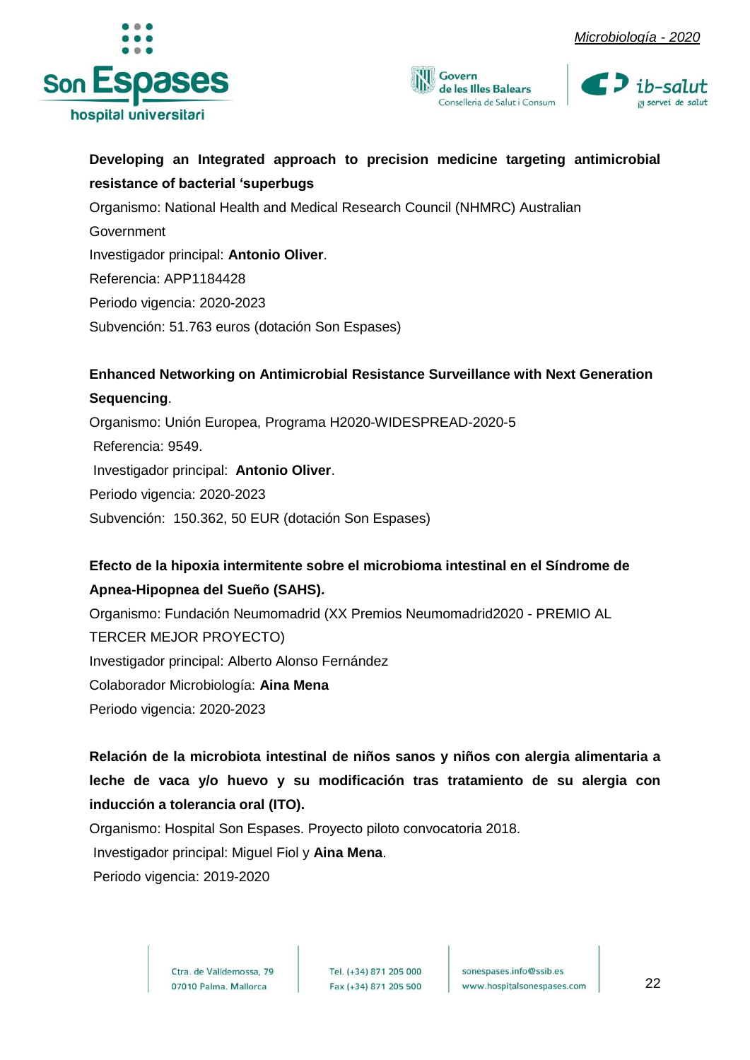**Developing an Integrated approach to precision medicine targeting antimicrobial resistance of bacterial ‘superbugs**

Organismo: National Health and Medical Research Council (NHMRC) Australian Government

Investigador principal: **Antonio Oliver**.

Referencia: APP1184428

Periodo vigencia: 2020-2023

Subvención: 51.763 euros (dotación Son Espases)

**Enhanced Networking on Antimicrobial Resistance Surveillance with Next Generation Sequencing**.

Organismo: Unión Europea, Programa H2020-WIDESPREAD-2020-5

Referencia: 9549.

Investigador principal: **Antonio Oliver**.

Periodo vigencia: 2020-2023

Subvención: 150.362, 50 EUR (dotación Son Espases)

**Efecto de la hipoxia intermitente sobre el microbioma intestinal en el Síndrome de Apnea-Hipopnea del Sueño (SAHS).**

Organismo: Fundación Neumomadrid (XX Premios Neumomadrid2020 - PREMIO AL TERCER MEJOR PROYECTO)

Investigador principal: Alberto Alonso Fernández

Colaborador Microbiología: **Aina Mena**

Periodo vigencia: 2020-2023

**Relación de la microbiota intestinal de niños sanos y niños con alergia alimentaria a leche de vaca y/o huevo y su modificación tras tratamiento de su alergia con inducción a tolerancia oral (ITO).**

Organismo: Hospital Son Espases. Proyecto piloto convocatoria 2018.

Investigador principal: Miguel Fiol y **Aina Mena**.

Periodo vigencia: 2019-2020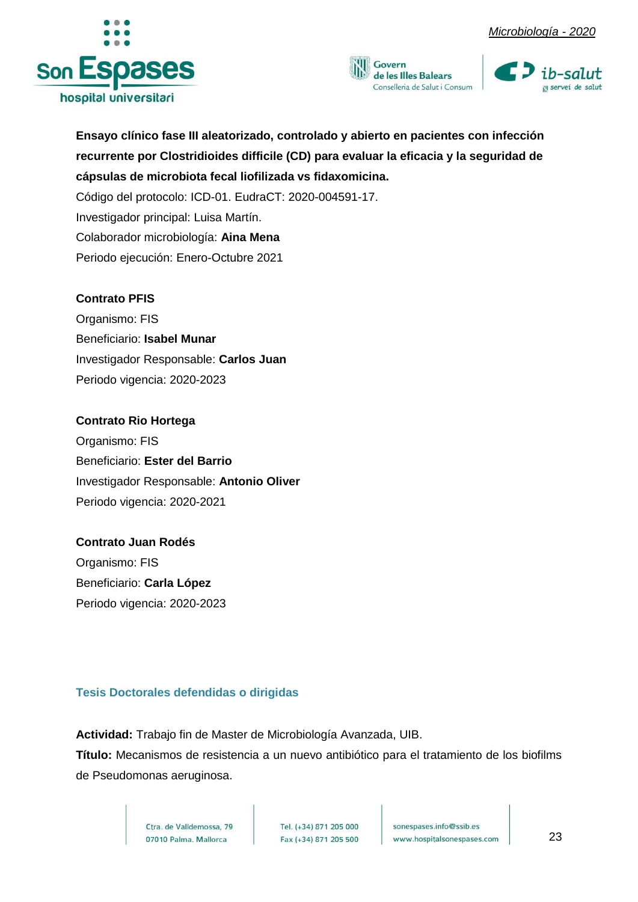**Ensayo clínico fase III aleatorizado, controlado y abierto en pacientes con infección recurrente por Clostridioides difficile (CD) para evaluar la eficacia y la seguridad de cápsulas de microbiota fecal liofilizada vs fidaxomicina.**
Código del protocolo: ICD-01. EudraCT: 2020-004591-17.
Investigador principal: Luisa Martín.
Colaborador microbiología: **Aina Mena**
Periodo ejecución: Enero-Octubre 2021

**Contrato PFIS**
Organismo: FIS
Beneficiario: **Isabel Munar**
Investigador Responsable: **Carlos Juan**
Periodo vigencia: 2020-2023

**Contrato Rio Hortega**
Organismo: FIS
Beneficiario: **Ester del Barrio**
Investigador Responsable: **Antonio Oliver**
Periodo vigencia: 2020-2021

**Contrato Juan Rodés**
Organismo: FIS
Beneficiario: **Carla López**
Periodo vigencia: 2020-2023

## Tesis Doctorales defendidas o dirigidas

**Actividad:** Trabajo fin de Master de Microbiología Avanzada, UIB.
**Título:** Mecanismos de resistencia a un nuevo antibiótico para el tratamiento de los biofilms de Pseudomonas aeruginosa.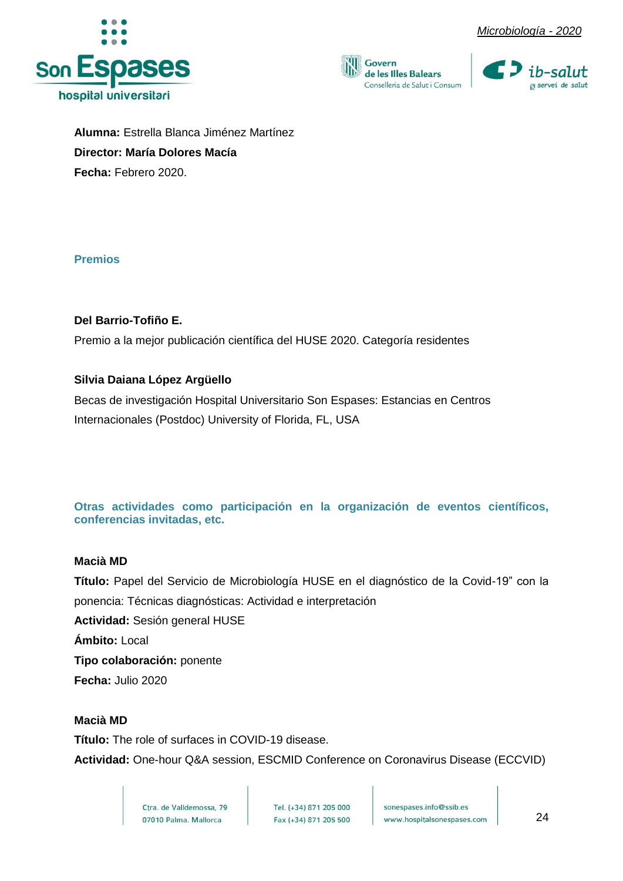**Alumna:** Estrella Blanca Jiménez Martínez

**Director: María Dolores Macía**

**Fecha:** Febrero 2020.

### Premios

**Del Barrio-Tofiño E.**

Premio a la mejor publicación científica del HUSE 2020. Categoría residentes

**Silvia Daiana López Argüello**

Becas de investigación Hospital Universitario Son Espases: Estancias en Centros Internacionales (Postdoc) University of Florida, FL, USA

### Otras actividades como participación en la organización de eventos científicos, conferencias invitadas, etc.

**Macià MD**

**Título:** Papel del Servicio de Microbiología HUSE en el diagnóstico de la Covid-19" con la ponencia: Técnicas diagnósticas: Actividad e interpretación

**Actividad:** Sesión general HUSE

**Ámbito:** Local

**Tipo colaboración:** ponente

**Fecha:** Julio 2020

**Macià MD**

**Título:** The role of surfaces in COVID-19 disease.

**Actividad:** One-hour Q&A session, ESCMID Conference on Coronavirus Disease (ECCVID)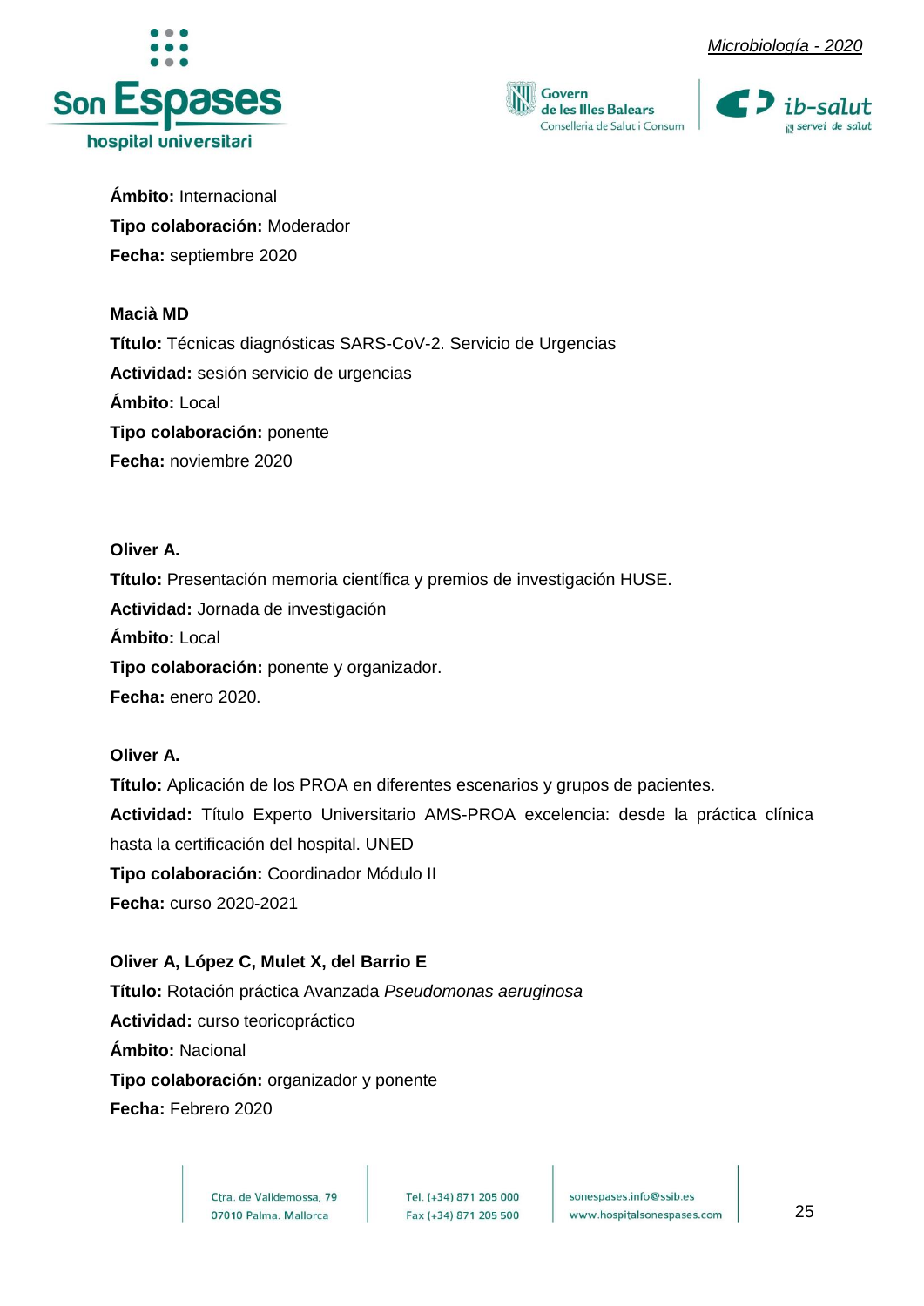**Ámbito:** Internacional

**Tipo colaboración:** Moderador

**Fecha:** septiembre 2020

**Macià MD**

**Título:** Técnicas diagnósticas SARS-CoV-2. Servicio de Urgencias

**Actividad:** sesión servicio de urgencias

**Ámbito:** Local

**Tipo colaboración:** ponente

**Fecha:** noviembre 2020

**Oliver A.**

**Título:** Presentación memoria científica y premios de investigación HUSE.

**Actividad:** Jornada de investigación

**Ámbito:** Local

**Tipo colaboración:** ponente y organizador.

**Fecha:** enero 2020.

**Oliver A.**

**Título:** Aplicación de los PROA en diferentes escenarios y grupos de pacientes.

**Actividad:** Título Experto Universitario AMS-PROA excelencia: desde la práctica clínica hasta la certificación del hospital. UNED

**Tipo colaboración:** Coordinador Módulo II

**Fecha:** curso 2020-2021

**Oliver A, López C, Mulet X, del Barrio E**

**Título:** Rotación práctica Avanzada *Pseudomonas aeruginosa*

**Actividad:** curso teoricopráctico

**Ámbito:** Nacional

**Tipo colaboración:** organizador y ponente

**Fecha:** Febrero 2020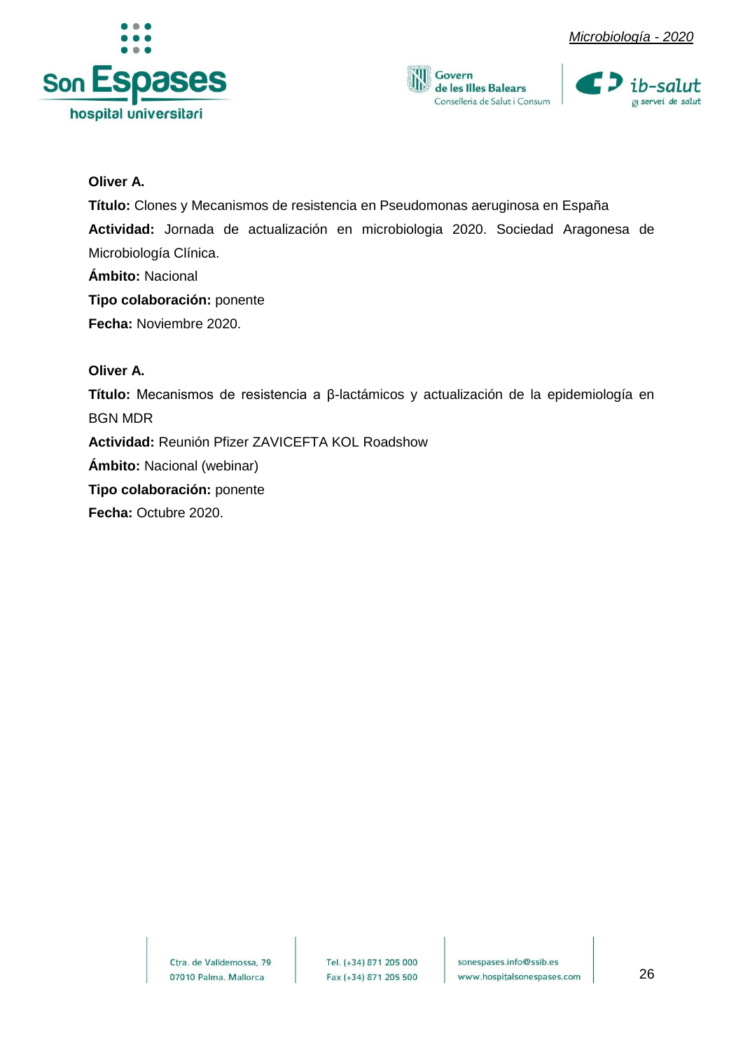**Oliver A.**

**Título:** Clones y Mecanismos de resistencia en Pseudomonas aeruginosa en España

**Actividad:** Jornada de actualización en microbiologia 2020. Sociedad Aragonesa de Microbiología Clínica.

**Ámbito:** Nacional

**Tipo colaboración:** ponente

**Fecha:** Noviembre 2020.

**Oliver A.**

**Título:** Mecanismos de resistencia a β-lactámicos y actualización de la epidemiología en BGN MDR

**Actividad:** Reunión Pfizer ZAVICEFTA KOL Roadshow

**Ámbito:** Nacional (webinar)

**Tipo colaboración:** ponente

**Fecha:** Octubre 2020.